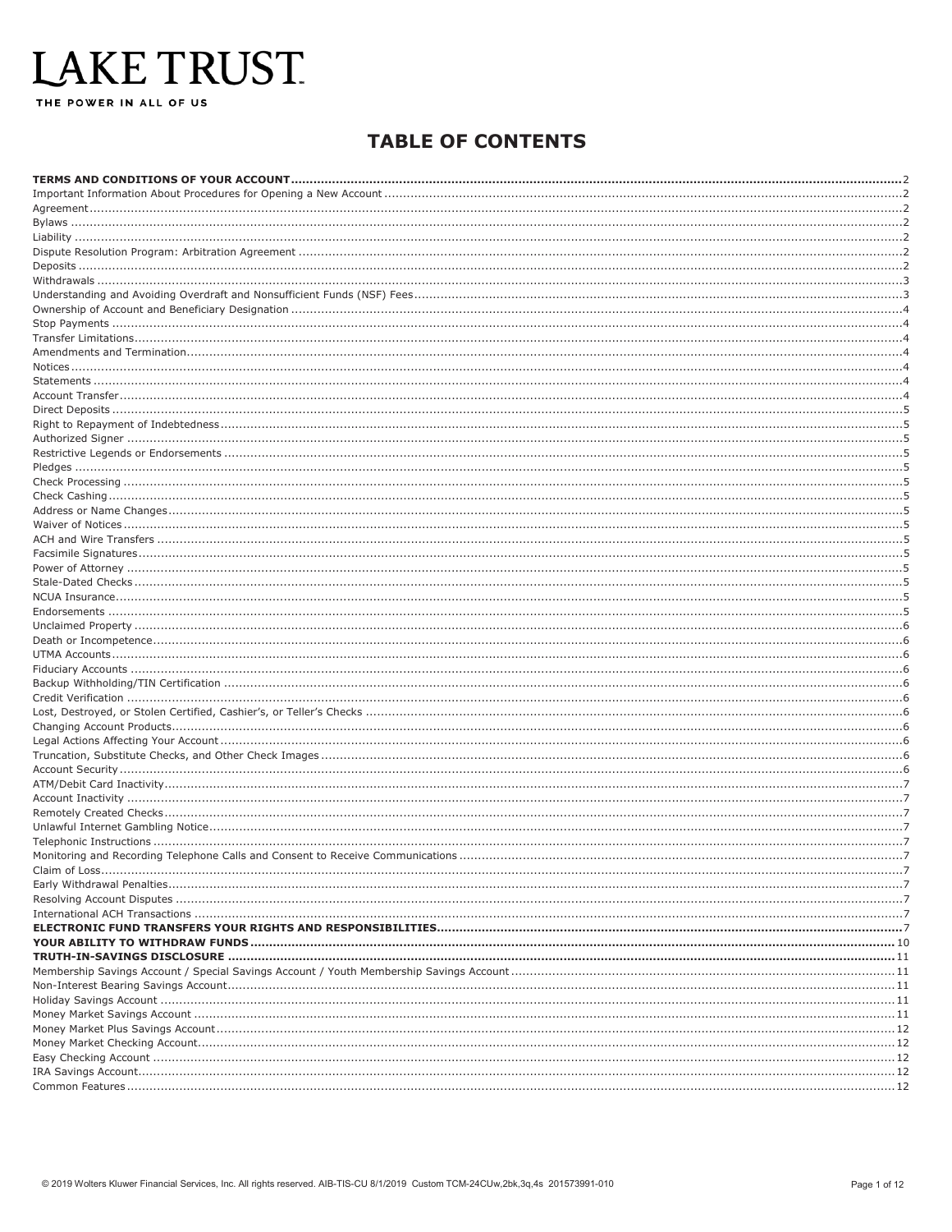# LAKE TRUST

THE POWER IN ALL OF US

## TABLE OF CONTENTS

**TERMS AND CONDITIONS OF YOUR ACCOUNT** .......... 2
Important Information About Procedures for Opening a New Account .......... 2
Agreement .......... 2
Bylaws .......... 2
Liability .......... 2
Dispute Resolution Program: Arbitration Agreement .......... 2
Deposits .......... 2
Withdrawals .......... 3
Understanding and Avoiding Overdraft and Nonsufficient Funds (NSF) Fees .......... 3
Ownership of Account and Beneficiary Designation .......... 4
Stop Payments .......... 4
Transfer Limitations .......... 4
Amendments and Termination .......... 4
Notices .......... 4
Statements .......... 4
Account Transfer .......... 4
Direct Deposits .......... 5
Right to Repayment of Indebtedness .......... 5
Authorized Signer .......... 5
Restrictive Legends or Endorsements .......... 5
Pledges .......... 5
Check Processing .......... 5
Check Cashing .......... 5
Address or Name Changes .......... 5
Waiver of Notices .......... 5
ACH and Wire Transfers .......... 5
Facsimile Signatures .......... 5
Power of Attorney .......... 5
Stale-Dated Checks .......... 5
NCUA Insurance .......... 5
Endorsements .......... 5
Unclaimed Property .......... 6
Death or Incompetence .......... 6
UTMA Accounts .......... 6
Fiduciary Accounts .......... 6
Backup Withholding/TIN Certification .......... 6
Credit Verification .......... 6
Lost, Destroyed, or Stolen Certified, Cashier's, or Teller's Checks .......... 6
Changing Account Products .......... 6
Legal Actions Affecting Your Account .......... 6
Truncation, Substitute Checks, and Other Check Images .......... 6
Account Security .......... 6
ATM/Debit Card Inactivity .......... 7
Account Inactivity .......... 7
Remotely Created Checks .......... 7
Unlawful Internet Gambling Notice .......... 7
Telephonic Instructions .......... 7
Monitoring and Recording Telephone Calls and Consent to Receive Communications .......... 7
Claim of Loss .......... 7
Early Withdrawal Penalties .......... 7
Resolving Account Disputes .......... 7
International ACH Transactions .......... 7
**ELECTRONIC FUND TRANSFERS YOUR RIGHTS AND RESPONSIBILITIES** .......... 7
**YOUR ABILITY TO WITHDRAW FUNDS** .......... 10
**TRUTH-IN-SAVINGS DISCLOSURE** .......... 11
Membership Savings Account / Special Savings Account / Youth Membership Savings Account .......... 11
Non-Interest Bearing Savings Account .......... 11
Holiday Savings Account .......... 11
Money Market Savings Account .......... 11
Money Market Plus Savings Account .......... 12
Money Market Checking Account .......... 12
Easy Checking Account .......... 12
IRA Savings Account .......... 12
Common Features .......... 12

© 2019 Wolters Kluwer Financial Services, Inc. All rights reserved. AIB-TIS-CU 8/1/2019 Custom TCM-24CUw,2bk,3q,4s 201573991-010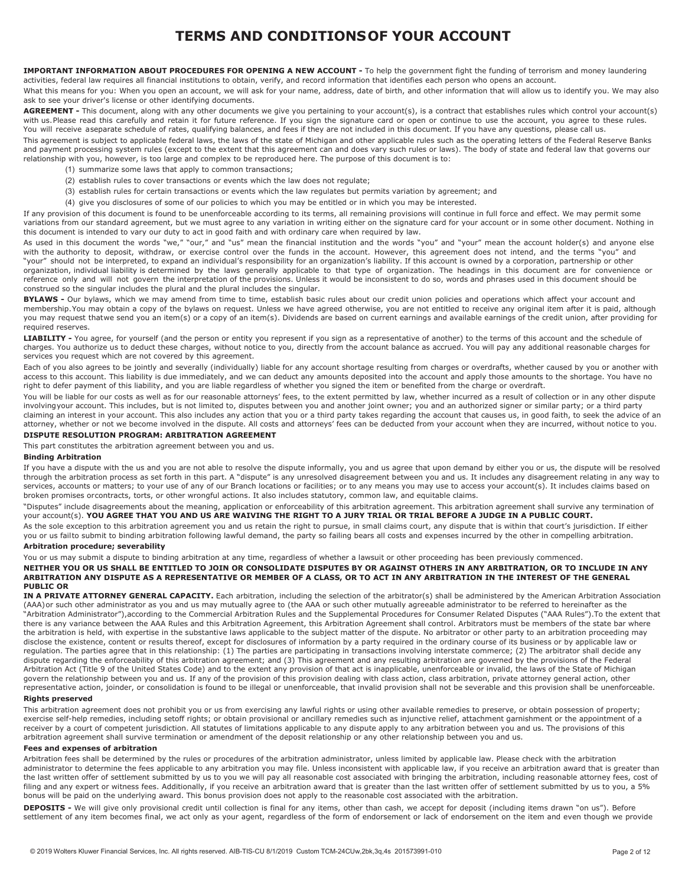# TERMS AND CONDITIONS OF YOUR ACCOUNT

**IMPORTANT INFORMATION ABOUT PROCEDURES FOR OPENING A NEW ACCOUNT -** To help the government fight the funding of terrorism and money laundering activities, federal law requires all financial institutions to obtain, verify, and record information that identifies each person who opens an account.

What this means for you: When you open an account, we will ask for your name, address, date of birth, and other information that will allow us to identify you. We may also ask to see your driver's license or other identifying documents.

**AGREEMENT -** This document, along with any other documents we give you pertaining to your account(s), is a contract that establishes rules which control your account(s) with us. Please read this carefully and retain it for future reference. If you sign the signature card or open or continue to use the account, you agree to these rules. You will receive a separate schedule of rates, qualifying balances, and fees if they are not included in this document. If you have any questions, please call us.

This agreement is subject to applicable federal laws, the laws of the state of Michigan and other applicable rules such as the operating letters of the Federal Reserve Banks and payment processing system rules (except to the extent that this agreement can and does vary such rules or laws). The body of state and federal law that governs our relationship with you, however, is too large and complex to be reproduced here. The purpose of this document is to:

(1) summarize some laws that apply to common transactions;

(2) establish rules to cover transactions or events which the law does not regulate;

(3) establish rules for certain transactions or events which the law regulates but permits variation by agreement; and

(4) give you disclosures of some of our policies to which you may be entitled or in which you may be interested.

If any provision of this document is found to be unenforceable according to its terms, all remaining provisions will continue in full force and effect. We may permit some variations from our standard agreement, but we must agree to any variation in writing either on the signature card for your account or in some other document. Nothing in this document is intended to vary our duty to act in good faith and with ordinary care when required by law.

As used in this document the words "we," "our," and "us" mean the financial institution and the words "you" and "your" mean the account holder(s) and anyone else with the authority to deposit, withdraw, or exercise control over the funds in the account. However, this agreement does not intend, and the terms "you" and "your" should not be interpreted, to expand an individual's responsibility for an organization's liability. If this account is owned by a corporation, partnership or other organization, individual liability is determined by the laws generally applicable to that type of organization. The headings in this document are for convenience or reference only and will not govern the interpretation of the provisions. Unless it would be inconsistent to do so, words and phrases used in this document should be construed so the singular includes the plural and the plural includes the singular.

**BYLAWS -** Our bylaws, which we may amend from time to time, establish basic rules about our credit union policies and operations which affect your account and membership. You may obtain a copy of the bylaws on request. Unless we have agreed otherwise, you are not entitled to receive any original item after it is paid, although you may request that we send you an item(s) or a copy of an item(s). Dividends are based on current earnings and available earnings of the credit union, after providing for required reserves.

**LIABILITY -** You agree, for yourself (and the person or entity you represent if you sign as a representative of another) to the terms of this account and the schedule of charges. You authorize us to deduct these charges, without notice to you, directly from the account balance as accrued. You will pay any additional reasonable charges for services you request which are not covered by this agreement.

Each of you also agrees to be jointly and severally (individually) liable for any account shortage resulting from charges or overdrafts, whether caused by you or another with access to this account. This liability is due immediately, and we can deduct any amounts deposited into the account and apply those amounts to the shortage. You have no right to defer payment of this liability, and you are liable regardless of whether you signed the item or benefited from the charge or overdraft.

You will be liable for our costs as well as for our reasonable attorneys' fees, to the extent permitted by law, whether incurred as a result of collection or in any other dispute involving your account. This includes, but is not limited to, disputes between you and another joint owner; you and an authorized signer or similar party; or a third party claiming an interest in your account. This also includes any action that you or a third party takes regarding the account that causes us, in good faith, to seek the advice of an attorney, whether or not we become involved in the dispute. All costs and attorneys' fees can be deducted from your account when they are incurred, without notice to you.

**DISPUTE RESOLUTION PROGRAM: ARBITRATION AGREEMENT**

This part constitutes the arbitration agreement between you and us.

**Binding Arbitration**

If you have a dispute with the us and you are not able to resolve the dispute informally, you and us agree that upon demand by either you or us, the dispute will be resolved through the arbitration process as set forth in this part. A "dispute" is any unresolved disagreement between you and us. It includes any disagreement relating in any way to services, accounts or matters; to your use of any of our Branch locations or facilities; or to any means you may use to access your account(s). It includes claims based on broken promises or contracts, torts, or other wrongful actions. It also includes statutory, common law, and equitable claims.

"Disputes" include disagreements about the meaning, application or enforceability of this arbitration agreement. This arbitration agreement shall survive any termination of your account(s). **YOU AGREE THAT YOU AND US ARE WAIVING THE RIGHT TO A JURY TRIAL OR TRIAL BEFORE A JUDGE IN A PUBLIC COURT.**

As the sole exception to this arbitration agreement you and us retain the right to pursue, in small claims court, any dispute that is within that court's jurisdiction. If either you or us fail to submit to binding arbitration following lawful demand, the party so failing bears all costs and expenses incurred by the other in compelling arbitration.

**Arbitration procedure; severability**

You or us may submit a dispute to binding arbitration at any time, regardless of whether a lawsuit or other proceeding has been previously commenced.

**NEITHER YOU OR US SHALL BE ENTITLED TO JOIN OR CONSOLIDATE DISPUTES BY OR AGAINST OTHERS IN ANY ARBITRATION, OR TO INCLUDE IN ANY ARBITRATION ANY DISPUTE AS A REPRESENTATIVE OR MEMBER OF A CLASS, OR TO ACT IN ANY ARBITRATION IN THE INTEREST OF THE GENERAL PUBLIC OR IN A PRIVATE ATTORNEY GENERAL CAPACITY.** Each arbitration, including the selection of the arbitrator(s) shall be administered by the American Arbitration Association (AAA) or such other administrator as you and us may mutually agree to (the AAA or such other mutually agreeable administrator to be referred to hereinafter as the "Arbitration Administrator"), according to the Commercial Arbitration Rules and the Supplemental Procedures for Consumer Related Disputes ("AAA Rules"). To the extent that there is any variance between the AAA Rules and this Arbitration Agreement, this Arbitration Agreement shall control. Arbitrators must be members of the state bar where the arbitration is held, with expertise in the substantive laws applicable to the subject matter of the dispute. No arbitrator or other party to an arbitration proceeding may disclose the existence, content or results thereof, except for disclosures of information by a party required in the ordinary course of its business or by applicable law or regulation. The parties agree that in this relationship: (1) The parties are participating in transactions involving interstate commerce; (2) The arbitrator shall decide any dispute regarding the enforceability of this arbitration agreement; and (3) This agreement and any resulting arbitration are governed by the provisions of the Federal Arbitration Act (Title 9 of the United States Code) and to the extent any provision of that act is inapplicable, unenforceable or invalid, the laws of the State of Michigan govern the relationship between you and us. If any of the provision of this provision dealing with class action, class arbitration, private attorney general action, other representative action, joinder, or consolidation is found to be illegal or unenforceable, that invalid provision shall not be severable and this provision shall be unenforceable.

**Rights preserved**

This arbitration agreement does not prohibit you or us from exercising any lawful rights or using other available remedies to preserve, or obtain possession of property; exercise self-help remedies, including setoff rights; or obtain provisional or ancillary remedies such as injunctive relief, attachment garnishment or the appointment of a receiver by a court of competent jurisdiction. All statutes of limitations applicable to any dispute apply to any arbitration between you and us. The provisions of this arbitration agreement shall survive termination or amendment of the deposit relationship or any other relationship between you and us.

**Fees and expenses of arbitration**

Arbitration fees shall be determined by the rules or procedures of the arbitration administrator, unless limited by applicable law. Please check with the arbitration administrator to determine the fees applicable to any arbitration you may file. Unless inconsistent with applicable law, if you receive an arbitration award that is greater than the last written offer of settlement submitted by us to you we will pay all reasonable cost associated with bringing the arbitration, including reasonable attorney fees, cost of filing and any expert or witness fees. Additionally, if you receive an arbitration award that is greater than the last written offer of settlement submitted by us to you, a 5% bonus will be paid on the underlying award. This bonus provision does not apply to the reasonable cost associated with the arbitration.

**DEPOSITS -** We will give only provisional credit until collection is final for any items, other than cash, we accept for deposit (including items drawn "on us"). Before settlement of any item becomes final, we act only as your agent, regardless of the form of endorsement or lack of endorsement on the item and even though we provide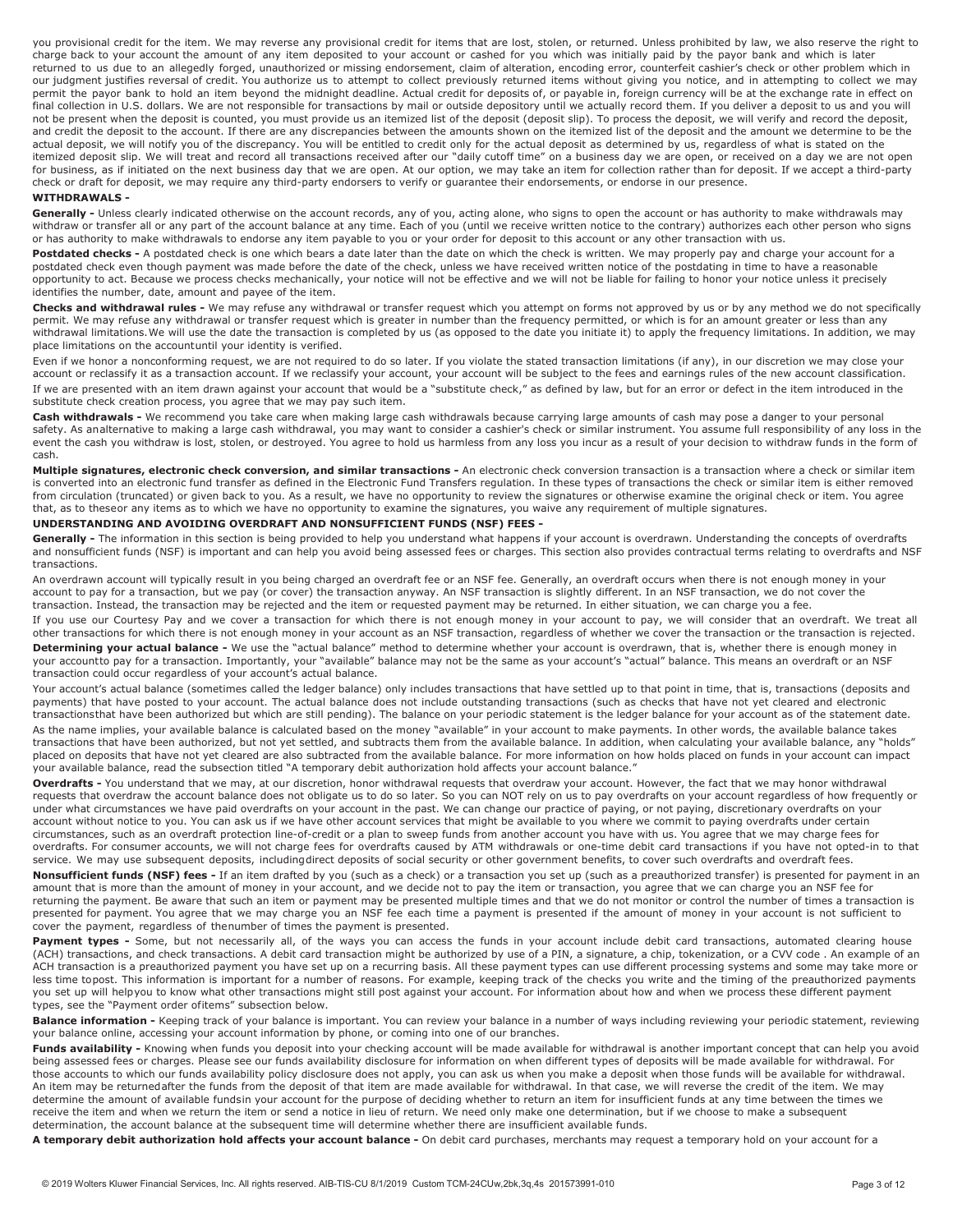you provisional credit for the item. We may reverse any provisional credit for items that are lost, stolen, or returned. Unless prohibited by law, we also reserve the right to charge back to your account the amount of any item deposited to your account or cashed for you which was initially paid by the payor bank and which is later returned to us due to an allegedly forged, unauthorized or missing endorsement, claim of alteration, encoding error, counterfeit cashier's check or other problem which in our judgment justifies reversal of credit. You authorize us to attempt to collect previously returned items without giving you notice, and in attempting to collect we may permit the payor bank to hold an item beyond the midnight deadline. Actual credit for deposits of, or payable in, foreign currency will be at the exchange rate in effect on final collection in U.S. dollars. We are not responsible for transactions by mail or outside depository until we actually record them. If you deliver a deposit to us and you will not be present when the deposit is counted, you must provide us an itemized list of the deposit (deposit slip). To process the deposit, we will verify and record the deposit, and credit the deposit to the account. If there are any discrepancies between the amounts shown on the itemized list of the deposit and the amount we determine to be the actual deposit, we will notify you of the discrepancy. You will be entitled to credit only for the actual deposit as determined by us, regardless of what is stated on the itemized deposit slip. We will treat and record all transactions received after our "daily cutoff time" on a business day we are open, or received on a day we are not open for business, as if initiated on the next business day that we are open. At our option, we may take an item for collection rather than for deposit. If we accept a third-party check or draft for deposit, we may require any third-party endorsers to verify or guarantee their endorsements, or endorse in our presence.

**WITHDRAWALS -**

**Generally -** Unless clearly indicated otherwise on the account records, any of you, acting alone, who signs to open the account or has authority to make withdrawals may withdraw or transfer all or any part of the account balance at any time. Each of you (until we receive written notice to the contrary) authorizes each other person who signs or has authority to make withdrawals to endorse any item payable to you or your order for deposit to this account or any other transaction with us.

**Postdated checks -** A postdated check is one which bears a date later than the date on which the check is written. We may properly pay and charge your account for a postdated check even though payment was made before the date of the check, unless we have received written notice of the postdating in time to have a reasonable opportunity to act. Because we process checks mechanically, your notice will not be effective and we will not be liable for failing to honor your notice unless it precisely identifies the number, date, amount and payee of the item.

**Checks and withdrawal rules -** We may refuse any withdrawal or transfer request which you attempt on forms not approved by us or by any method we do not specifically permit. We may refuse any withdrawal or transfer request which is greater in number than the frequency permitted, or which is for an amount greater or less than any withdrawal limitations.We will use the date the transaction is completed by us (as opposed to the date you initiate it) to apply the frequency limitations. In addition, we may place limitations on the accountuntil your identity is verified.

Even if we honor a nonconforming request, we are not required to do so later. If you violate the stated transaction limitations (if any), in our discretion we may close your account or reclassify it as a transaction account. If we reclassify your account, your account will be subject to the fees and earnings rules of the new account classification.

If we are presented with an item drawn against your account that would be a "substitute check," as defined by law, but for an error or defect in the item introduced in the substitute check creation process, you agree that we may pay such item.

**Cash withdrawals -** We recommend you take care when making large cash withdrawals because carrying large amounts of cash may pose a danger to your personal safety. As analternative to making a large cash withdrawal, you may want to consider a cashier's check or similar instrument. You assume full responsibility of any loss in the event the cash you withdraw is lost, stolen, or destroyed. You agree to hold us harmless from any loss you incur as a result of your decision to withdraw funds in the form of cash.

**Multiple signatures, electronic check conversion, and similar transactions -** An electronic check conversion transaction is a transaction where a check or similar item is converted into an electronic fund transfer as defined in the Electronic Fund Transfers regulation. In these types of transactions the check or similar item is either removed from circulation (truncated) or given back to you. As a result, we have no opportunity to review the signatures or otherwise examine the original check or item. You agree that, as to theseor any items as to which we have no opportunity to examine the signatures, you waive any requirement of multiple signatures.

**UNDERSTANDING AND AVOIDING OVERDRAFT AND NONSUFFICIENT FUNDS (NSF) FEES -**

**Generally -** The information in this section is being provided to help you understand what happens if your account is overdrawn. Understanding the concepts of overdrafts and nonsufficient funds (NSF) is important and can help you avoid being assessed fees or charges. This section also provides contractual terms relating to overdrafts and NSF transactions.

An overdrawn account will typically result in you being charged an overdraft fee or an NSF fee. Generally, an overdraft occurs when there is not enough money in your account to pay for a transaction, but we pay (or cover) the transaction anyway. An NSF transaction is slightly different. In an NSF transaction, we do not cover the transaction. Instead, the transaction may be rejected and the item or requested payment may be returned. In either situation, we can charge you a fee.

If you use our Courtesy Pay and we cover a transaction for which there is not enough money in your account to pay, we will consider that an overdraft. We treat all other transactions for which there is not enough money in your account as an NSF transaction, regardless of whether we cover the transaction or the transaction is rejected.

**Determining your actual balance -** We use the "actual balance" method to determine whether your account is overdrawn, that is, whether there is enough money in your accountto pay for a transaction. Importantly, your "available" balance may not be the same as your account's "actual" balance. This means an overdraft or an NSF transaction could occur regardless of your account's actual balance.

Your account's actual balance (sometimes called the ledger balance) only includes transactions that have settled up to that point in time, that is, transactions (deposits and payments) that have posted to your account. The actual balance does not include outstanding transactions (such as checks that have not yet cleared and electronic transactionsthat have been authorized but which are still pending). The balance on your periodic statement is the ledger balance for your account as of the statement date.

As the name implies, your available balance is calculated based on the money "available" in your account to make payments. In other words, the available balance takes transactions that have been authorized, but not yet settled, and subtracts them from the available balance. In addition, when calculating your available balance, any "holds" placed on deposits that have not yet cleared are also subtracted from the available balance. For more information on how holds placed on funds in your account can impact your available balance, read the subsection titled "A temporary debit authorization hold affects your account balance."

**Overdrafts -** You understand that we may, at our discretion, honor withdrawal requests that overdraw your account. However, the fact that we may honor withdrawal requests that overdraw the account balance does not obligate us to do so later. So you can NOT rely on us to pay overdrafts on your account regardless of how frequently or under what circumstances we have paid overdrafts on your account in the past. We can change our practice of paying, or not paying, discretionary overdrafts on your account without notice to you. You can ask us if we have other account services that might be available to you where we commit to paying overdrafts under certain circumstances, such as an overdraft protection line-of-credit or a plan to sweep funds from another account you have with us. You agree that we may charge fees for overdrafts. For consumer accounts, we will not charge fees for overdrafts caused by ATM withdrawals or one-time debit card transactions if you have not opted-in to that service. We may use subsequent deposits, includingdirect deposits of social security or other government benefits, to cover such overdrafts and overdraft fees.

**Nonsufficient funds (NSF) fees -** If an item drafted by you (such as a check) or a transaction you set up (such as a preauthorized transfer) is presented for payment in an amount that is more than the amount of money in your account, and we decide not to pay the item or transaction, you agree that we can charge you an NSF fee for returning the payment. Be aware that such an item or payment may be presented multiple times and that we do not monitor or control the number of times a transaction is presented for payment. You agree that we may charge you an NSF fee each time a payment is presented if the amount of money in your account is not sufficient to cover the payment, regardless of thenumber of times the payment is presented.

**Payment types -** Some, but not necessarily all, of the ways you can access the funds in your account include debit card transactions, automated clearing house (ACH) transactions, and check transactions. A debit card transaction might be authorized by use of a PIN, a signature, a chip, tokenization, or a CVV code . An example of an ACH transaction is a preauthorized payment you have set up on a recurring basis. All these payment types can use different processing systems and some may take more or less time topost. This information is important for a number of reasons. For example, keeping track of the checks you write and the timing of the preauthorized payments you set up will helpyou to know what other transactions might still post against your account. For information about how and when we process these different payment types, see the "Payment order ofitems" subsection below.

**Balance information -** Keeping track of your balance is important. You can review your balance in a number of ways including reviewing your periodic statement, reviewing your balance online, accessing your account information by phone, or coming into one of our branches.

**Funds availability -** Knowing when funds you deposit into your checking account will be made available for withdrawal is another important concept that can help you avoid being assessed fees or charges. Please see our funds availability disclosure for information on when different types of deposits will be made available for withdrawal. For those accounts to which our funds availability policy disclosure does not apply, you can ask us when you make a deposit when those funds will be available for withdrawal. An item may be returnedafter the funds from the deposit of that item are made available for withdrawal. In that case, we will reverse the credit of the item. We may determine the amount of available fundsin your account for the purpose of deciding whether to return an item for insufficient funds at any time between the times we receive the item and when we return the item or send a notice in lieu of return. We need only make one determination, but if we choose to make a subsequent determination, the account balance at the subsequent time will determine whether there are insufficient available funds.

**A temporary debit authorization hold affects your account balance -** On debit card purchases, merchants may request a temporary hold on your account for a

© 2019 Wolters Kluwer Financial Services, Inc. All rights reserved. AIB-TIS-CU 8/1/2019 Custom TCM-24CUw,2bk,3q,4s 201573991-010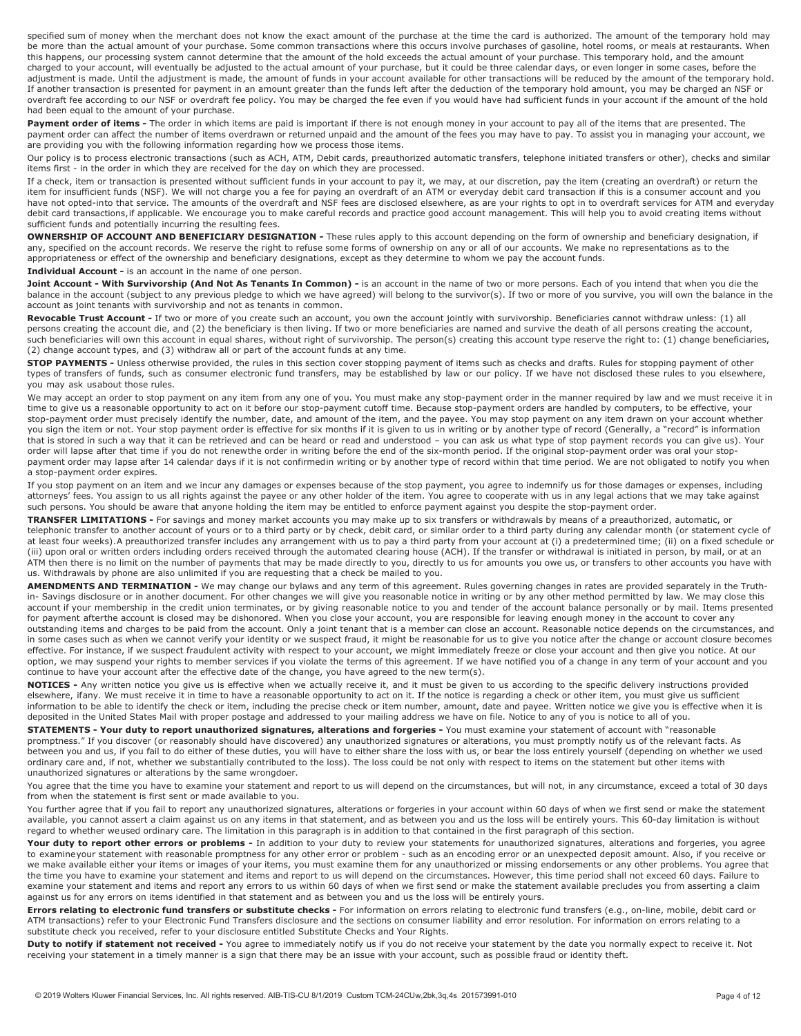specified sum of money when the merchant does not know the exact amount of the purchase at the time the card is authorized. The amount of the temporary hold may be more than the actual amount of your purchase. Some common transactions where this occurs involve purchases of gasoline, hotel rooms, or meals at restaurants. When this happens, our processing system cannot determine that the amount of the hold exceeds the actual amount of your purchase. This temporary hold, and the amount charged to your account, will eventually be adjusted to the actual amount of your purchase, but it could be three calendar days, or even longer in some cases, before the adjustment is made. Until the adjustment is made, the amount of funds in your account available for other transactions will be reduced by the amount of the temporary hold. If another transaction is presented for payment in an amount greater than the funds left after the deduction of the temporary hold amount, you may be charged an NSF or overdraft fee according to our NSF or overdraft fee policy. You may be charged the fee even if you would have had sufficient funds in your account if the amount of the hold had been equal to the amount of your purchase.

**Payment order of items -** The order in which items are paid is important if there is not enough money in your account to pay all of the items that are presented. The payment order can affect the number of items overdrawn or returned unpaid and the amount of the fees you may have to pay. To assist you in managing your account, we are providing you with the following information regarding how we process those items.

Our policy is to process electronic transactions (such as ACH, ATM, Debit cards, preauthorized automatic transfers, telephone initiated transfers or other), checks and similar items first - in the order in which they are received for the day on which they are processed.

If a check, item or transaction is presented without sufficient funds in your account to pay it, we may, at our discretion, pay the item (creating an overdraft) or return the item for insufficient funds (NSF). We will not charge you a fee for paying an overdraft of an ATM or everyday debit card transaction if this is a consumer account and you have not opted-into that service. The amounts of the overdraft and NSF fees are disclosed elsewhere, as are your rights to opt in to overdraft services for ATM and everyday debit card transactions,if applicable. We encourage you to make careful records and practice good account management. This will help you to avoid creating items without sufficient funds and potentially incurring the resulting fees.

**OWNERSHIP OF ACCOUNT AND BENEFICIARY DESIGNATION -** These rules apply to this account depending on the form of ownership and beneficiary designation, if any, specified on the account records. We reserve the right to refuse some forms of ownership on any or all of our accounts. We make no representations as to the appropriateness or effect of the ownership and beneficiary designations, except as they determine to whom we pay the account funds.

**Individual Account -** is an account in the name of one person.

**Joint Account - With Survivorship (And Not As Tenants In Common) -** is an account in the name of two or more persons. Each of you intend that when you die the balance in the account (subject to any previous pledge to which we have agreed) will belong to the survivor(s). If two or more of you survive, you will own the balance in the account as joint tenants with survivorship and not as tenants in common.

**Revocable Trust Account -** If two or more of you create such an account, you own the account jointly with survivorship. Beneficiaries cannot withdraw unless: (1) all persons creating the account die, and (2) the beneficiary is then living. If two or more beneficiaries are named and survive the death of all persons creating the account, such beneficiaries will own this account in equal shares, without right of survivorship. The person(s) creating this account type reserve the right to: (1) change beneficiaries, (2) change account types, and (3) withdraw all or part of the account funds at any time.

**STOP PAYMENTS -** Unless otherwise provided, the rules in this section cover stopping payment of items such as checks and drafts. Rules for stopping payment of other types of transfers of funds, such as consumer electronic fund transfers, may be established by law or our policy. If we have not disclosed these rules to you elsewhere, you may ask usabout those rules.

We may accept an order to stop payment on any item from any one of you. You must make any stop-payment order in the manner required by law and we must receive it in time to give us a reasonable opportunity to act on it before our stop-payment cutoff time. Because stop-payment orders are handled by computers, to be effective, your stop-payment order must precisely identify the number, date, and amount of the item, and the payee. You may stop payment on any item drawn on your account whether you sign the item or not. Your stop payment order is effective for six months if it is given to us in writing or by another type of record (Generally, a "record" is information that is stored in such a way that it can be retrieved and can be heard or read and understood – you can ask us what type of stop payment records you can give us). Your order will lapse after that time if you do not renewthe order in writing before the end of the six-month period. If the original stop-payment order was oral your stop-payment order may lapse after 14 calendar days if it is not confirmedin writing or by another type of record within that time period. We are not obligated to notify you when a stop-payment order expires.

If you stop payment on an item and we incur any damages or expenses because of the stop payment, you agree to indemnify us for those damages or expenses, including attorneys' fees. You assign to us all rights against the payee or any other holder of the item. You agree to cooperate with us in any legal actions that we may take against such persons. You should be aware that anyone holding the item may be entitled to enforce payment against you despite the stop-payment order.

**TRANSFER LIMITATIONS -** For savings and money market accounts you may make up to six transfers or withdrawals by means of a preauthorized, automatic, or telephonic transfer to another account of yours or to a third party or by check, debit card, or similar order to a third party during any calendar month (or statement cycle of at least four weeks).A preauthorized transfer includes any arrangement with us to pay a third party from your account at (i) a predetermined time; (ii) on a fixed schedule or (iii) upon oral or written orders including orders received through the automated clearing house (ACH). If the transfer or withdrawal is initiated in person, by mail, or at an ATM then there is no limit on the number of payments that may be made directly to you, directly to us for amounts you owe us, or transfers to other accounts you have with us. Withdrawals by phone are also unlimited if you are requesting that a check be mailed to you.

**AMENDMENTS AND TERMINATION -** We may change our bylaws and any term of this agreement. Rules governing changes in rates are provided separately in the Truth-in- Savings disclosure or in another document. For other changes we will give you reasonable notice in writing or by any other method permitted by law. We may close this account if your membership in the credit union terminates, or by giving reasonable notice to you and tender of the account balance personally or by mail. Items presented for payment afterthe account is closed may be dishonored. When you close your account, you are responsible for leaving enough money in the account to cover any outstanding items and charges to be paid from the account. Only a joint tenant that is a member can close an account. Reasonable notice depends on the circumstances, and in some cases such as when we cannot verify your identity or we suspect fraud, it might be reasonable for us to give you notice after the change or account closure becomes effective. For instance, if we suspect fraudulent activity with respect to your account, we might immediately freeze or close your account and then give you notice. At our option, we may suspend your rights to member services if you violate the terms of this agreement. If we have notified you of a change in any term of your account and you continue to have your account after the effective date of the change, you have agreed to the new term(s).

**NOTICES -** Any written notice you give us is effective when we actually receive it, and it must be given to us according to the specific delivery instructions provided elsewhere, ifany. We must receive it in time to have a reasonable opportunity to act on it. If the notice is regarding a check or other item, you must give us sufficient information to be able to identify the check or item, including the precise check or item number, amount, date and payee. Written notice we give you is effective when it is deposited in the United States Mail with proper postage and addressed to your mailing address we have on file. Notice to any of you is notice to all of you.

**STATEMENTS - Your duty to report unauthorized signatures, alterations and forgeries -** You must examine your statement of account with "reasonable promptness." If you discover (or reasonably should have discovered) any unauthorized signatures or alterations, you must promptly notify us of the relevant facts. As between you and us, if you fail to do either of these duties, you will have to either share the loss with us, or bear the loss entirely yourself (depending on whether we used ordinary care and, if not, whether we substantially contributed to the loss). The loss could be not only with respect to items on the statement but other items with unauthorized signatures or alterations by the same wrongdoer.

You agree that the time you have to examine your statement and report to us will depend on the circumstances, but will not, in any circumstance, exceed a total of 30 days from when the statement is first sent or made available to you.

You further agree that if you fail to report any unauthorized signatures, alterations or forgeries in your account within 60 days of when we first send or make the statement available, you cannot assert a claim against us on any items in that statement, and as between you and us the loss will be entirely yours. This 60-day limitation is without regard to whether weused ordinary care. The limitation in this paragraph is in addition to that contained in the first paragraph of this section.

**Your duty to report other errors or problems -** In addition to your duty to review your statements for unauthorized signatures, alterations and forgeries, you agree to examineyour statement with reasonable promptness for any other error or problem - such as an encoding error or an unexpected deposit amount. Also, if you receive or we make available either your items or images of your items, you must examine them for any unauthorized or missing endorsements or any other problems. You agree that the time you have to examine your statement and items and report to us will depend on the circumstances. However, this time period shall not exceed 60 days. Failure to examine your statement and items and report any errors to us within 60 days of when we first send or make the statement available precludes you from asserting a claim against us for any errors on items identified in that statement and as between you and us the loss will be entirely yours.

**Errors relating to electronic fund transfers or substitute checks -** For information on errors relating to electronic fund transfers (e.g., on-line, mobile, debit card or ATM transactions) refer to your Electronic Fund Transfers disclosure and the sections on consumer liability and error resolution. For information on errors relating to a substitute check you received, refer to your disclosure entitled Substitute Checks and Your Rights.

**Duty to notify if statement not received -** You agree to immediately notify us if you do not receive your statement by the date you normally expect to receive it. Not receiving your statement in a timely manner is a sign that there may be an issue with your account, such as possible fraud or identity theft.

© 2019 Wolters Kluwer Financial Services, Inc. All rights reserved. AIB-TIS-CU 8/1/2019 Custom TCM-24CUw,2bk,3q,4s 201573991-010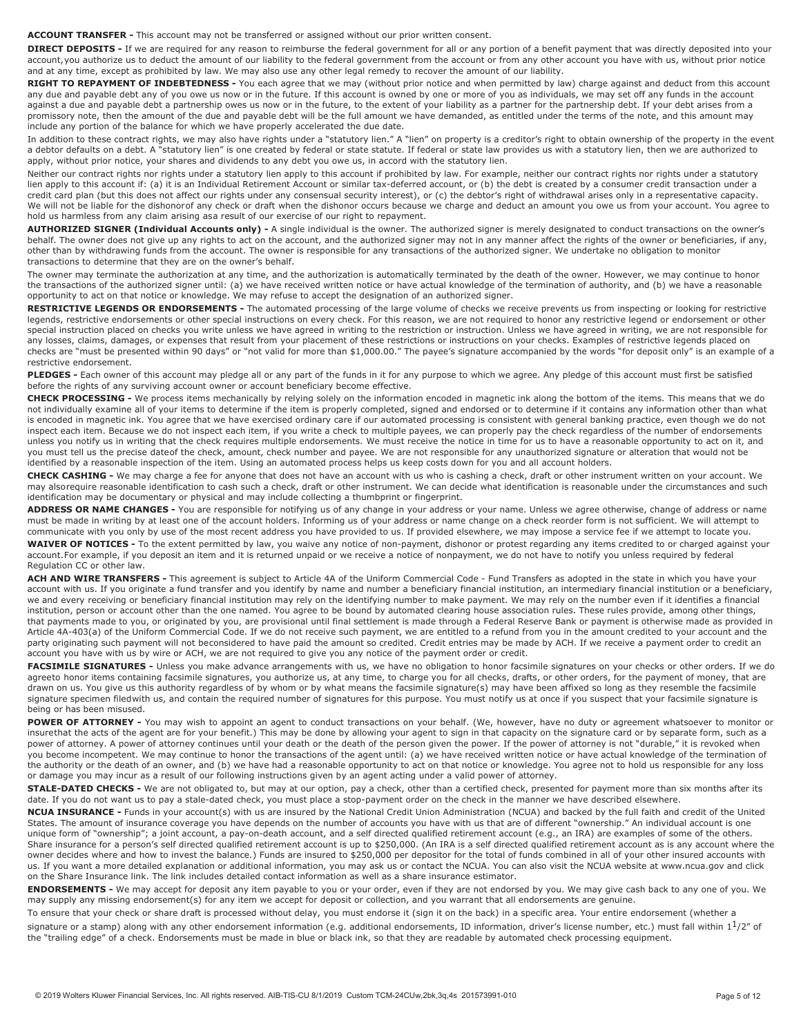**ACCOUNT TRANSFER -** This account may not be transferred or assigned without our prior written consent.

**DIRECT DEPOSITS -** If we are required for any reason to reimburse the federal government for all or any portion of a benefit payment that was directly deposited into your account,you authorize us to deduct the amount of our liability to the federal government from the account or from any other account you have with us, without prior notice and at any time, except as prohibited by law. We may also use any other legal remedy to recover the amount of our liability.

**RIGHT TO REPAYMENT OF INDEBTEDNESS -** You each agree that we may (without prior notice and when permitted by law) charge against and deduct from this account any due and payable debt any of you owe us now or in the future. If this account is owned by one or more of you as individuals, we may set off any funds in the account against a due and payable debt a partnership owes us now or in the future, to the extent of your liability as a partner for the partnership debt. If your debt arises from a promissory note, then the amount of the due and payable debt will be the full amount we have demanded, as entitled under the terms of the note, and this amount may include any portion of the balance for which we have properly accelerated the due date.

In addition to these contract rights, we may also have rights under a "statutory lien." A "lien" on property is a creditor's right to obtain ownership of the property in the event a debtor defaults on a debt. A "statutory lien" is one created by federal or state statute. If federal or state law provides us with a statutory lien, then we are authorized to apply, without prior notice, your shares and dividends to any debt you owe us, in accord with the statutory lien.

Neither our contract rights nor rights under a statutory lien apply to this account if prohibited by law. For example, neither our contract rights nor rights under a statutory lien apply to this account if: (a) it is an Individual Retirement Account or similar tax-deferred account, or (b) the debt is created by a consumer credit transaction under a credit card plan (but this does not affect our rights under any consensual security interest), or (c) the debtor's right of withdrawal arises only in a representative capacity. We will not be liable for the dishonorof any check or draft when the dishonor occurs because we charge and deduct an amount you owe us from your account. You agree to hold us harmless from any claim arising asa result of our exercise of our right to repayment.

**AUTHORIZED SIGNER (Individual Accounts only) -** A single individual is the owner. The authorized signer is merely designated to conduct transactions on the owner's behalf. The owner does not give up any rights to act on the account, and the authorized signer may not in any manner affect the rights of the owner or beneficiaries, if any, other than by withdrawing funds from the account. The owner is responsible for any transactions of the authorized signer. We undertake no obligation to monitor transactions to determine that they are on the owner's behalf.

The owner may terminate the authorization at any time, and the authorization is automatically terminated by the death of the owner. However, we may continue to honor the transactions of the authorized signer until: (a) we have received written notice or have actual knowledge of the termination of authority, and (b) we have a reasonable opportunity to act on that notice or knowledge. We may refuse to accept the designation of an authorized signer.

**RESTRICTIVE LEGENDS OR ENDORSEMENTS -** The automated processing of the large volume of checks we receive prevents us from inspecting or looking for restrictive legends, restrictive endorsements or other special instructions on every check. For this reason, we are not required to honor any restrictive legend or endorsement or other special instruction placed on checks you write unless we have agreed in writing to the restriction or instruction. Unless we have agreed in writing, we are not responsible for any losses, claims, damages, or expenses that result from your placement of these restrictions or instructions on your checks. Examples of restrictive legends placed on checks are "must be presented within 90 days" or "not valid for more than $1,000.00." The payee's signature accompanied by the words "for deposit only" is an example of a restrictive endorsement.

**PLEDGES -** Each owner of this account may pledge all or any part of the funds in it for any purpose to which we agree. Any pledge of this account must first be satisfied before the rights of any surviving account owner or account beneficiary become effective.

**CHECK PROCESSING -** We process items mechanically by relying solely on the information encoded in magnetic ink along the bottom of the items. This means that we do not individually examine all of your items to determine if the item is properly completed, signed and endorsed or to determine if it contains any information other than what is encoded in magnetic ink. You agree that we have exercised ordinary care if our automated processing is consistent with general banking practice, even though we do not inspect each item. Because we do not inspect each item, if you write a check to multiple payees, we can properly pay the check regardless of the number of endorsements unless you notify us in writing that the check requires multiple endorsements. We must receive the notice in time for us to have a reasonable opportunity to act on it, and you must tell us the precise dateof the check, amount, check number and payee. We are not responsible for any unauthorized signature or alteration that would not be identified by a reasonable inspection of the item. Using an automated process helps us keep costs down for you and all account holders.

**CHECK CASHING -** We may charge a fee for anyone that does not have an account with us who is cashing a check, draft or other instrument written on your account. We may alsorequire reasonable identification to cash such a check, draft or other instrument. We can decide what identification is reasonable under the circumstances and such identification may be documentary or physical and may include collecting a thumbprint or fingerprint.

**ADDRESS OR NAME CHANGES -** You are responsible for notifying us of any change in your address or your name. Unless we agree otherwise, change of address or name must be made in writing by at least one of the account holders. Informing us of your address or name change on a check reorder form is not sufficient. We will attempt to communicate with you only by use of the most recent address you have provided to us. If provided elsewhere, we may impose a service fee if we attempt to locate you.

**WAIVER OF NOTICES -** To the extent permitted by law, you waive any notice of non-payment, dishonor or protest regarding any items credited to or charged against your account.For example, if you deposit an item and it is returned unpaid or we receive a notice of nonpayment, we do not have to notify you unless required by federal Regulation CC or other law.

**ACH AND WIRE TRANSFERS -** This agreement is subject to Article 4A of the Uniform Commercial Code - Fund Transfers as adopted in the state in which you have your account with us. If you originate a fund transfer and you identify by name and number a beneficiary financial institution, an intermediary financial institution or a beneficiary, we and every receiving or beneficiary financial institution may rely on the identifying number to make payment. We may rely on the number even if it identifies a financial institution, person or account other than the one named. You agree to be bound by automated clearing house association rules. These rules provide, among other things, that payments made to you, or originated by you, are provisional until final settlement is made through a Federal Reserve Bank or payment is otherwise made as provided in Article 4A-403(a) of the Uniform Commercial Code. If we do not receive such payment, we are entitled to a refund from you in the amount credited to your account and the party originating such payment will not beconsidered to have paid the amount so credited. Credit entries may be made by ACH. If we receive a payment order to credit an account you have with us by wire or ACH, we are not required to give you any notice of the payment order or credit.

**FACSIMILE SIGNATURES -** Unless you make advance arrangements with us, we have no obligation to honor facsimile signatures on your checks or other orders. If we do agreeto honor items containing facsimile signatures, you authorize us, at any time, to charge you for all checks, drafts, or other orders, for the payment of money, that are drawn on us. You give us this authority regardless of by whom or by what means the facsimile signature(s) may have been affixed so long as they resemble the facsimile signature specimen filedwith us, and contain the required number of signatures for this purpose. You must notify us at once if you suspect that your facsimile signature is being or has been misused.

**POWER OF ATTORNEY -** You may wish to appoint an agent to conduct transactions on your behalf. (We, however, have no duty or agreement whatsoever to monitor or insurethat the acts of the agent are for your benefit.) This may be done by allowing your agent to sign in that capacity on the signature card or by separate form, such as a power of attorney. A power of attorney continues until your death or the death of the person given the power. If the power of attorney is not "durable," it is revoked when you become incompetent. We may continue to honor the transactions of the agent until: (a) we have received written notice or have actual knowledge of the termination of the authority or the death of an owner, and (b) we have had a reasonable opportunity to act on that notice or knowledge. You agree not to hold us responsible for any loss or damage you may incur as a result of our following instructions given by an agent acting under a valid power of attorney.

**STALE-DATED CHECKS -** We are not obligated to, but may at our option, pay a check, other than a certified check, presented for payment more than six months after its date. If you do not want us to pay a stale-dated check, you must place a stop-payment order on the check in the manner we have described elsewhere.

**NCUA INSURANCE -** Funds in your account(s) with us are insured by the National Credit Union Administration (NCUA) and backed by the full faith and credit of the United States. The amount of insurance coverage you have depends on the number of accounts you have with us that are of different "ownership." An individual account is one unique form of "ownership"; a joint account, a pay-on-death account, and a self directed qualified retirement account (e.g., an IRA) are examples of some of the others. Share insurance for a person's self directed qualified retirement account is up to $250,000. (An IRA is a self directed qualified retirement account as is any account where the owner decides where and how to invest the balance.) Funds are insured to $250,000 per depositor for the total of funds combined in all of your other insured accounts with us. If you want a more detailed explanation or additional information, you may ask us or contact the NCUA. You can also visit the NCUA website at www.ncua.gov and click on the Share Insurance link. The link includes detailed contact information as well as a share insurance estimator.

**ENDORSEMENTS -** We may accept for deposit any item payable to you or your order, even if they are not endorsed by you. We may give cash back to any one of you. We may supply any missing endorsement(s) for any item we accept for deposit or collection, and you warrant that all endorsements are genuine.

To ensure that your check or share draft is processed without delay, you must endorse it (sign it on the back) in a specific area. Your entire endorsement (whether a signature or a stamp) along with any other endorsement information (e.g. additional endorsements, ID information, driver's license number, etc.) must fall within 1 1/2" of the "trailing edge" of a check. Endorsements must be made in blue or black ink, so that they are readable by automated check processing equipment.

© 2019 Wolters Kluwer Financial Services, Inc. All rights reserved. AIB-TIS-CU 8/1/2019 Custom TCM-24CUw,2bk,3q,4s 201573991-010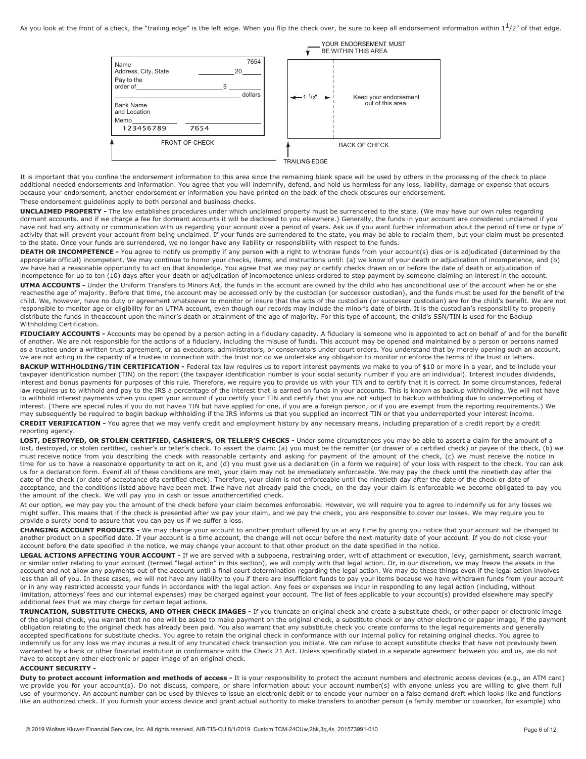As you look at the front of a check, the "trailing edge" is the left edge. When you flip the check over, be sure to keep all endorsement information within $1^1/2$" of that edge.

It is important that you confine the endorsement information to this area since the remaining blank space will be used by others in the processing of the check to place additional needed endorsements and information. You agree that you will indemnify, defend, and hold us harmless for any loss, liability, damage or expense that occurs because your endorsement, another endorsement or information you have printed on the back of the check obscures our endorsement.

These endorsement guidelines apply to both personal and business checks.

**UNCLAIMED PROPERTY -** The law establishes procedures under which unclaimed property must be surrendered to the state. (We may have our own rules regarding dormant accounts, and if we charge a fee for dormant accounts it will be disclosed to you elsewhere.) Generally, the funds in your account are considered unclaimed if you have not had any activity or communication with us regarding your account over a period of years. Ask us if you want further information about the period of time or type of activity that will prevent your account from being unclaimed. If your funds are surrendered to the state, you may be able to reclaim them, but your claim must be presented to the state. Once your funds are surrendered, we no longer have any liability or responsibility with respect to the funds.

**DEATH OR INCOMPETENCE -** You agree to notify us promptly if any person with a right to withdraw funds from your account(s) dies or is adjudicated (determined by the appropriate official) incompetent. We may continue to honor your checks, items, and instructions until: (a) we know of your death or adjudication of incompetence, and (b) we have had a reasonable opportunity to act on that knowledge. You agree that we may pay or certify checks drawn on or before the date of death or adjudication of incompetence for up to ten (10) days after your death or adjudication of incompetence unless ordered to stop payment by someone claiming an interest in the account.

**UTMA ACCOUNTS -** Under the Uniform Transfers to Minors Act, the funds in the account are owned by the child who has unconditional use of the account when he or she reachesthe age of majority. Before that time, the account may be accessed only by the custodian (or successor custodian), and the funds must be used for the benefit of the child. We, however, have no duty or agreement whatsoever to monitor or insure that the acts of the custodian (or successor custodian) are for the child's benefit. We are not responsible to monitor age or eligibility for an UTMA account, even though our records may include the minor's date of birth. It is the custodian's responsibility to properly distribute the funds in theaccount upon the minor's death or attainment of the age of majority. For this type of account, the child's SSN/TIN is used for the Backup Withholding Certification.

**FIDUCIARY ACCOUNTS -** Accounts may be opened by a person acting in a fiduciary capacity. A fiduciary is someone who is appointed to act on behalf of and for the benefit of another. We are not responsible for the actions of a fiduciary, including the misuse of funds. This account may be opened and maintained by a person or persons named as a trustee under a written trust agreement, or as executors, administrators, or conservators under court orders. You understand that by merely opening such an account, we are not acting in the capacity of a trustee in connection with the trust nor do we undertake any obligation to monitor or enforce the terms of the trust or letters.

**BACKUP WITHHOLDING/TIN CERTIFICATION -** Federal tax law requires us to report interest payments we make to you of $10 or more in a year, and to include your taxpayer identification number (TIN) on the report (the taxpayer identification number is your social security number if you are an individual). Interest includes dividends, interest and bonus payments for purposes of this rule. Therefore, we require you to provide us with your TIN and to certify that it is correct. In some circumstances, federal law requires us to withhold and pay to the IRS a percentage of the interest that is earned on funds in your accounts. This is known as backup withholding. We will not have to withhold interest payments when you open your account if you certify your TIN and certify that you are not subject to backup withholding due to underreporting of interest. (There are special rules if you do not havea TIN but have applied for one, if you are a foreign person, or if you are exempt from the reporting requirements.) We may subsequently be required to begin backup withholding if the IRS informs us that you supplied an incorrect TIN or that you underreported your interest income.

**CREDIT VERIFICATION -** You agree that we may verify credit and employment history by any necessary means, including preparation of a credit report by a credit reporting agency.

**LOST, DESTROYED, OR STOLEN CERTIFIED, CASHIER'S, OR TELLER'S CHECKS -** Under some circumstances you may be able to assert a claim for the amount of a lost, destroyed, or stolen certified, cashier's or teller's check. To assert the claim: (a) you must be the remitter (or drawer of a certified check) or payee of the check, (b) we must receive notice from you describing the check with reasonable certainty and asking for payment of the amount of the check, (c) we must receive the notice in time for us to have a reasonable opportunity to act on it, and (d) you must give us a declaration (in a form we require) of your loss with respect to the check. You can ask us for a declaration form. Evenif all of these conditions are met, your claim may not be immediately enforceable. We may pay the check until the ninetieth day after the date of the check (or date of acceptance ofa certified check). Therefore, your claim is not enforceable until the ninetieth day after the date of the check or date of acceptance, and the conditions listed above have been met. Ifwe have not already paid the check, on the day your claim is enforceable we become obligated to pay you the amount of the check. We will pay you in cash or issue anothercertified check.

At our option, we may pay you the amount of the check before your claim becomes enforceable. However, we will require you to agree to indemnify us for any losses we might suffer. This means that if the check is presented after we pay your claim, and we pay the check, you are responsible to cover our losses. We may require you to provide a surety bond to assure that you can pay us if we suffer a loss.

**CHANGING ACCOUNT PRODUCTS -** We may change your account to another product offered by us at any time by giving you notice that your account will be changed to another product on a specified date. If your account is a time account, the change will not occur before the next maturity date of your account. If you do not close your account before the date specified in the notice, we may change your account to that other product on the date specified in the notice.

**LEGAL ACTIONS AFFECTING YOUR ACCOUNT -** If we are served with a subpoena, restraining order, writ of attachment or execution, levy, garnishment, search warrant, or similar order relating to your account (termed "legal action" in this section), we will comply with that legal action. Or, in our discretion, we may freeze the assets in the account and not allow any payments out of the account until a final court determination regarding the legal action. We may do these things even if the legal action involves less than all of you. In these cases, we will not have any liability to you if there are insufficient funds to pay your items because we have withdrawn funds from your account or in any way restricted accessto your funds in accordance with the legal action. Any fees or expenses we incur in responding to any legal action (including, without limitation, attorneys' fees and our internal expenses) may be charged against your account. The list of fees applicable to your account(s) provided elsewhere may specify additional fees that we may charge for certain legal actions.

**TRUNCATION, SUBSTITUTE CHECKS, AND OTHER CHECK IMAGES -** If you truncate an original check and create a substitute check, or other paper or electronic image of the original check, you warrant that no one will be asked to make payment on the original check, a substitute check or any other electronic or paper image, if the payment obligation relating to the original check has already been paid. You also warrant that any substitute check you create conforms to the legal requirements and generally accepted specifications for substitute checks. You agree to retain the original check in conformance with our internal policy for retaining original checks. You agree to indemnify us for any loss we may incuras a result of any truncated check transaction you initiate. We can refuse to accept substitute checks that have not previously been warranted by a bank or other financial institution in conformance with the Check 21 Act. Unless specifically stated in a separate agreement between you and us, we do not have to accept any other electronic or paper image of an original check.

**ACCOUNT SECURITY -**

**Duty to protect account information and methods of access -** It is your responsibility to protect the account numbers and electronic access devices (e.g., an ATM card) we provide you for your account(s). Do not discuss, compare, or share information about your account number(s) with anyone unless you are willing to give them full use of yourmoney. An account number can be used by thieves to issue an electronic debit or to encode your number on a false demand draft which looks like and functions like an authorized check. If you furnish your access device and grant actual authority to make transfers to another person (a family member or coworker, for example) who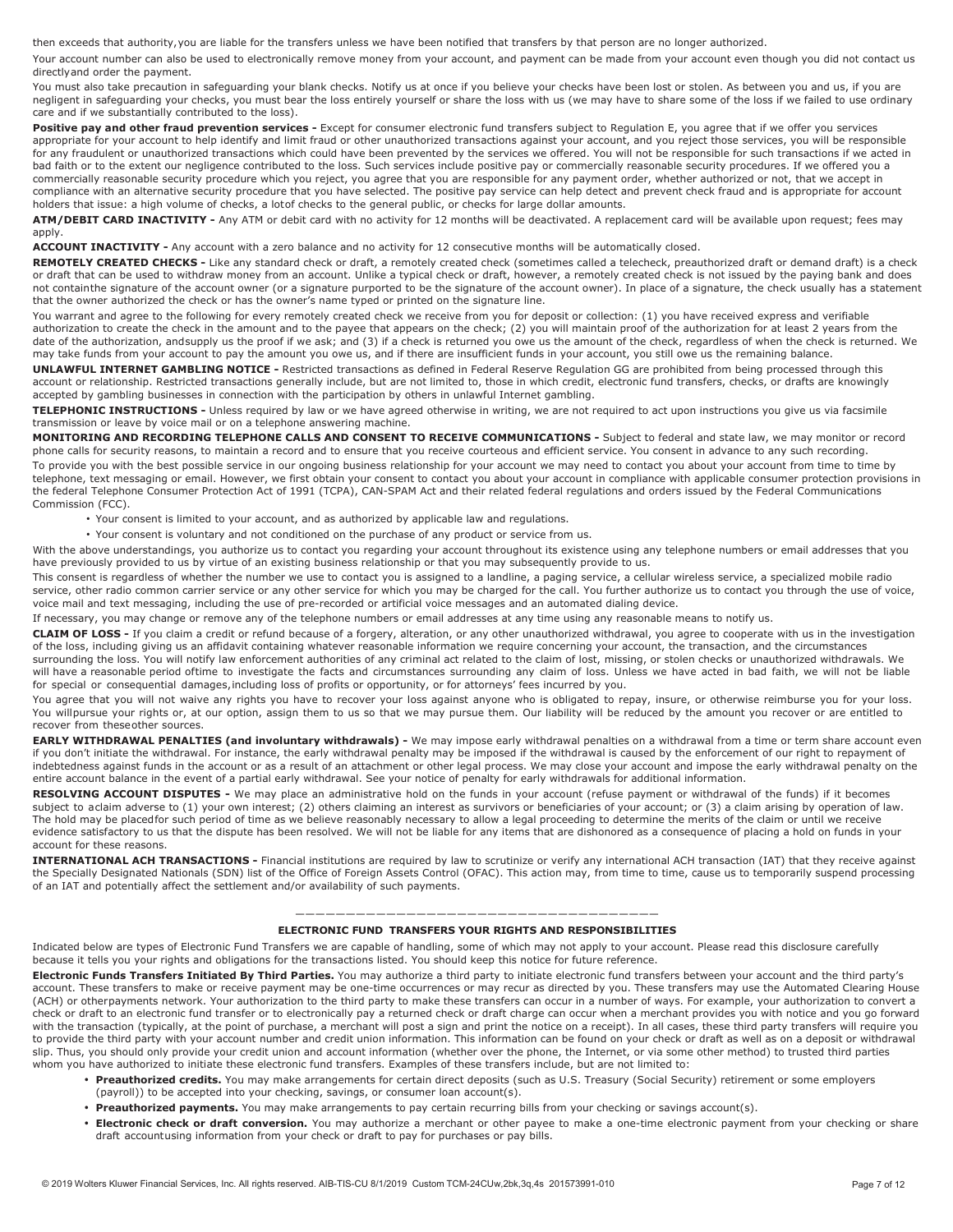then exceeds that authority, you are liable for the transfers unless we have been notified that transfers by that person are no longer authorized.

Your account number can also be used to electronically remove money from your account, and payment can be made from your account even though you did not contact us directly and order the payment.

You must also take precaution in safeguarding your blank checks. Notify us at once if you believe your checks have been lost or stolen. As between you and us, if you are negligent in safeguarding your checks, you must bear the loss entirely yourself or share the loss with us (we may have to share some of the loss if we failed to use ordinary care and if we substantially contributed to the loss).

**Positive pay and other fraud prevention services -** Except for consumer electronic fund transfers subject to Regulation E, you agree that if we offer you services appropriate for your account to help identify and limit fraud or other unauthorized transactions against your account, and you reject those services, you will be responsible for any fraudulent or unauthorized transactions which could have been prevented by the services we offered. You will not be responsible for such transactions if we acted in bad faith or to the extent our negligence contributed to the loss. Such services include positive pay or commercially reasonable security procedures. If we offered you a commercially reasonable security procedure which you reject, you agree that you are responsible for any payment order, whether authorized or not, that we accept in compliance with an alternative security procedure that you have selected. The positive pay service can help detect and prevent check fraud and is appropriate for account holders that issue: a high volume of checks, a lot of checks to the general public, or checks for large dollar amounts.

**ATM/DEBIT CARD INACTIVITY -** Any ATM or debit card with no activity for 12 months will be deactivated. A replacement card will be available upon request; fees may apply.

**ACCOUNT INACTIVITY -** Any account with a zero balance and no activity for 12 consecutive months will be automatically closed.

**REMOTELY CREATED CHECKS -** Like any standard check or draft, a remotely created check (sometimes called a telecheck, preauthorized draft or demand draft) is a check or draft that can be used to withdraw money from an account. Unlike a typical check or draft, however, a remotely created check is not issued by the paying bank and does not contain the signature of the account owner (or a signature purported to be the signature of the account owner). In place of a signature, the check usually has a statement that the owner authorized the check or has the owner's name typed or printed on the signature line.

You warrant and agree to the following for every remotely created check we receive from you for deposit or collection: (1) you have received express and verifiable authorization to create the check in the amount and to the payee that appears on the check; (2) you will maintain proof of the authorization for at least 2 years from the date of the authorization, and supply us the proof if we ask; and (3) if a check is returned you owe us the amount of the check, regardless of when the check is returned. We may take funds from your account to pay the amount you owe us, and if there are insufficient funds in your account, you still owe us the remaining balance.

**UNLAWFUL INTERNET GAMBLING NOTICE -** Restricted transactions as defined in Federal Reserve Regulation GG are prohibited from being processed through this account or relationship. Restricted transactions generally include, but are not limited to, those in which credit, electronic fund transfers, checks, or drafts are knowingly accepted by gambling businesses in connection with the participation by others in unlawful Internet gambling.

**TELEPHONIC INSTRUCTIONS -** Unless required by law or we have agreed otherwise in writing, we are not required to act upon instructions you give us via facsimile transmission or leave by voice mail or on a telephone answering machine.

**MONITORING AND RECORDING TELEPHONE CALLS AND CONSENT TO RECEIVE COMMUNICATIONS -** Subject to federal and state law, we may monitor or record phone calls for security reasons, to maintain a record and to ensure that you receive courteous and efficient service. You consent in advance to any such recording.

To provide you with the best possible service in our ongoing business relationship for your account we may need to contact you about your account from time to time by telephone, text messaging or email. However, we first obtain your consent to contact you about your account in compliance with applicable consumer protection provisions in the federal Telephone Consumer Protection Act of 1991 (TCPA), CAN-SPAM Act and their related federal regulations and orders issued by the Federal Communications Commission (FCC).

- Your consent is limited to your account, and as authorized by applicable law and regulations.
- Your consent is voluntary and not conditioned on the purchase of any product or service from us.

With the above understandings, you authorize us to contact you regarding your account throughout its existence using any telephone numbers or email addresses that you have previously provided to us by virtue of an existing business relationship or that you may subsequently provide to us.

This consent is regardless of whether the number we use to contact you is assigned to a landline, a paging service, a cellular wireless service, a specialized mobile radio service, other radio common carrier service or any other service for which you may be charged for the call. You further authorize us to contact you through the use of voice, voice mail and text messaging, including the use of pre-recorded or artificial voice messages and an automated dialing device.

If necessary, you may change or remove any of the telephone numbers or email addresses at any time using any reasonable means to notify us.

**CLAIM OF LOSS -** If you claim a credit or refund because of a forgery, alteration, or any other unauthorized withdrawal, you agree to cooperate with us in the investigation of the loss, including giving us an affidavit containing whatever reasonable information we require concerning your account, the transaction, and the circumstances surrounding the loss. You will notify law enforcement authorities of any criminal act related to the claim of lost, missing, or stolen checks or unauthorized withdrawals. We will have a reasonable period of time to investigate the facts and circumstances surrounding any claim of loss. Unless we have acted in bad faith, we will not be liable for special or consequential damages, including loss of profits or opportunity, or for attorneys' fees incurred by you.

You agree that you will not waive any rights you have to recover your loss against anyone who is obligated to repay, insure, or otherwise reimburse you for your loss. You will pursue your rights or, at our option, assign them to us so that we may pursue them. Our liability will be reduced by the amount you recover or are entitled to recover from these other sources.

**EARLY WITHDRAWAL PENALTIES (and involuntary withdrawals) -** We may impose early withdrawal penalties on a withdrawal from a time or term share account even if you don't initiate the withdrawal. For instance, the early withdrawal penalty may be imposed if the withdrawal is caused by the enforcement of our right to repayment of indebtedness against funds in the account or as a result of an attachment or other legal process. We may close your account and impose the early withdrawal penalty on the entire account balance in the event of a partial early withdrawal. See your notice of penalty for early withdrawals for additional information.

**RESOLVING ACCOUNT DISPUTES -** We may place an administrative hold on the funds in your account (refuse payment or withdrawal of the funds) if it becomes subject to a claim adverse to (1) your own interest; (2) others claiming an interest as survivors or beneficiaries of your account; or (3) a claim arising by operation of law. The hold may be placed for such period of time as we believe reasonably necessary to allow a legal proceeding to determine the merits of the claim or until we receive evidence satisfactory to us that the dispute has been resolved. We will not be liable for any items that are dishonored as a consequence of placing a hold on funds in your account for these reasons.

**INTERNATIONAL ACH TRANSACTIONS -** Financial institutions are required by law to scrutinize or verify any international ACH transaction (IAT) that they receive against the Specially Designated Nationals (SDN) list of the Office of Foreign Assets Control (OFAC). This action may, from time to time, cause us to temporarily suspend processing of an IAT and potentially affect the settlement and/or availability of such payments.

---

## ELECTRONIC FUND TRANSFERS YOUR RIGHTS AND RESPONSIBILITIES

Indicated below are types of Electronic Fund Transfers we are capable of handling, some of which may not apply to your account. Please read this disclosure carefully because it tells you your rights and obligations for the transactions listed. You should keep this notice for future reference.

**Electronic Funds Transfers Initiated By Third Parties.** You may authorize a third party to initiate electronic fund transfers between your account and the third party's account. These transfers to make or receive payment may be one-time occurrences or may recur as directed by you. These transfers may use the Automated Clearing House (ACH) or other payments network. Your authorization to the third party to make these transfers can occur in a number of ways. For example, your authorization to convert a check or draft to an electronic fund transfer or to electronically pay a returned check or draft charge can occur when a merchant provides you with notice and you go forward with the transaction (typically, at the point of purchase, a merchant will post a sign and print the notice on a receipt). In all cases, these third party transfers will require you to provide the third party with your account number and credit union information. This information can be found on your check or draft as well as on a deposit or withdrawal slip. Thus, you should only provide your credit union and account information (whether over the phone, the Internet, or via some other method) to trusted third parties whom you have authorized to initiate these electronic fund transfers. Examples of these transfers include, but are not limited to:

- **Preauthorized credits.** You may make arrangements for certain direct deposits (such as U.S. Treasury (Social Security) retirement or some employers (payroll)) to be accepted into your checking, savings, or consumer loan account(s).
- **Preauthorized payments.** You may make arrangements to pay certain recurring bills from your checking or savings account(s).
- **Electronic check or draft conversion.** You may authorize a merchant or other payee to make a one-time electronic payment from your checking or share draft account using information from your check or draft to pay for purchases or pay bills.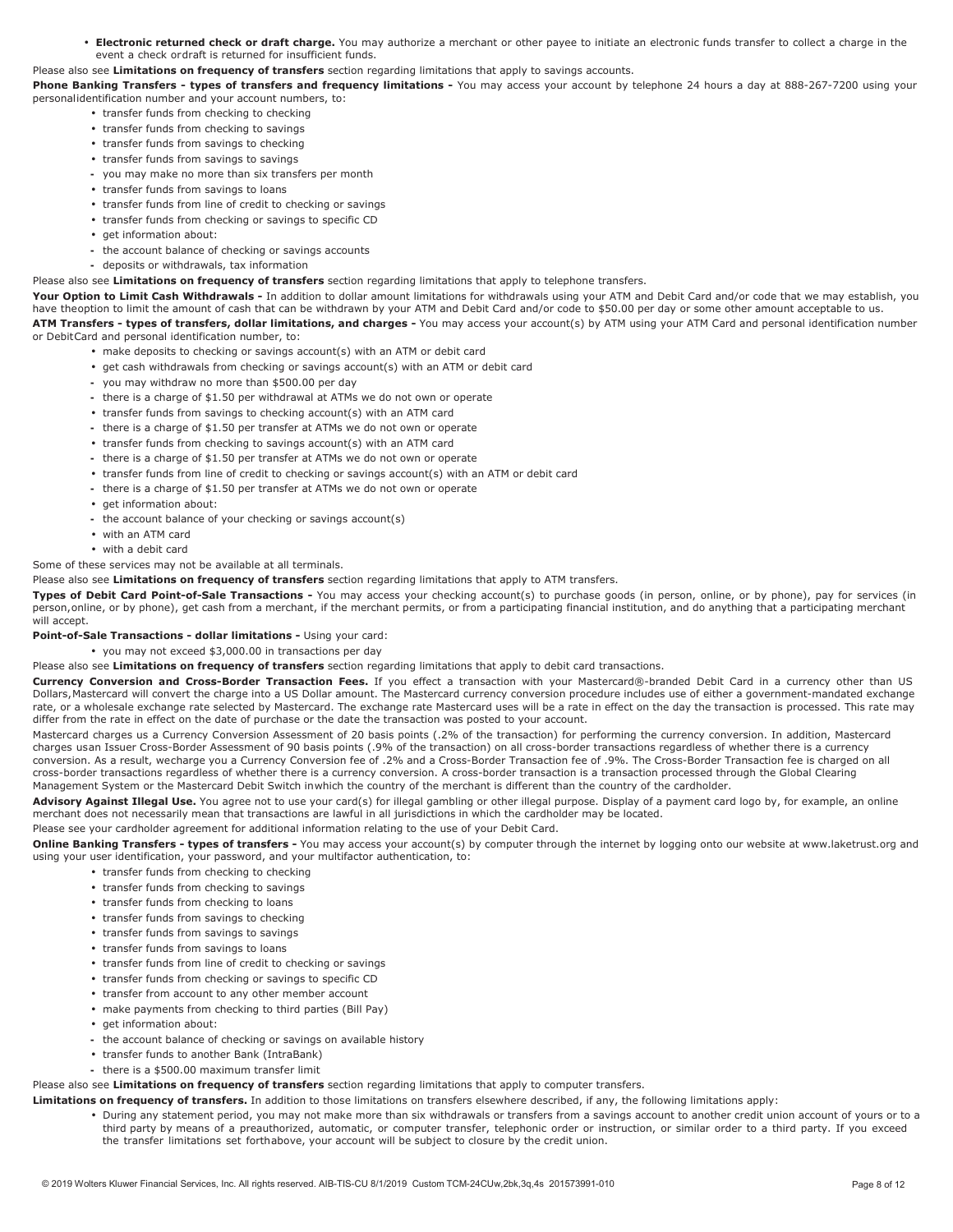- **Electronic returned check or draft charge.** You may authorize a merchant or other payee to initiate an electronic funds transfer to collect a charge in the event a check ordraft is returned for insufficient funds.

Please also see **Limitations on frequency of transfers** section regarding limitations that apply to savings accounts.

**Phone Banking Transfers - types of transfers and frequency limitations -** You may access your account by telephone 24 hours a day at 888-267-7200 using your personalidentification number and your account numbers, to:

- transfer funds from checking to checking
- transfer funds from checking to savings
- transfer funds from savings to checking
- transfer funds from savings to savings
  - you may make no more than six transfers per month
- transfer funds from savings to loans
- transfer funds from line of credit to checking or savings
- transfer funds from checking or savings to specific CD
- get information about:
  - the account balance of checking or savings accounts
  - deposits or withdrawals, tax information

Please also see **Limitations on frequency of transfers** section regarding limitations that apply to telephone transfers.

**Your Option to Limit Cash Withdrawals -** In addition to dollar amount limitations for withdrawals using your ATM and Debit Card and/or code that we may establish, you have theoption to limit the amount of cash that can be withdrawn by your ATM and Debit Card and/or code to $50.00 per day or some other amount acceptable to us.

**ATM Transfers - types of transfers, dollar limitations, and charges -** You may access your account(s) by ATM using your ATM Card and personal identification number or DebitCard and personal identification number, to:

- make deposits to checking or savings account(s) with an ATM or debit card
- get cash withdrawals from checking or savings account(s) with an ATM or debit card
  - you may withdraw no more than $500.00 per day
  - there is a charge of $1.50 per withdrawal at ATMs we do not own or operate
- transfer funds from savings to checking account(s) with an ATM card
  - there is a charge of $1.50 per transfer at ATMs we do not own or operate
- transfer funds from checking to savings account(s) with an ATM card
  - there is a charge of $1.50 per transfer at ATMs we do not own or operate
- transfer funds from line of credit to checking or savings account(s) with an ATM or debit card
  - there is a charge of $1.50 per transfer at ATMs we do not own or operate
- get information about:
  - the account balance of your checking or savings account(s)
- with an ATM card
- with a debit card

Some of these services may not be available at all terminals.

Please also see **Limitations on frequency of transfers** section regarding limitations that apply to ATM transfers.

**Types of Debit Card Point-of-Sale Transactions -** You may access your checking account(s) to purchase goods (in person, online, or by phone), pay for services (in person,online, or by phone), get cash from a merchant, if the merchant permits, or from a participating financial institution, and do anything that a participating merchant will accept.

**Point-of-Sale Transactions - dollar limitations -** Using your card:

- you may not exceed $3,000.00 in transactions per day

Please also see **Limitations on frequency of transfers** section regarding limitations that apply to debit card transactions.

**Currency Conversion and Cross-Border Transaction Fees.** If you effect a transaction with your Mastercard®-branded Debit Card in a currency other than US Dollars,Mastercard will convert the charge into a US Dollar amount. The Mastercard currency conversion procedure includes use of either a government-mandated exchange rate, or a wholesale exchange rate selected by Mastercard. The exchange rate Mastercard uses will be a rate in effect on the day the transaction is processed. This rate may differ from the rate in effect on the date of purchase or the date the transaction was posted to your account.

Mastercard charges us a Currency Conversion Assessment of 20 basis points (.2% of the transaction) for performing the currency conversion. In addition, Mastercard charges usan Issuer Cross-Border Assessment of 90 basis points (.9% of the transaction) on all cross-border transactions regardless of whether there is a currency conversion. As a result, wecharge you a Currency Conversion fee of .2% and a Cross-Border Transaction fee of .9%. The Cross-Border Transaction fee is charged on all cross-border transactions regardless of whether there is a currency conversion. A cross-border transaction is a transaction processed through the Global Clearing Management System or the Mastercard Debit Switch inwhich the country of the merchant is different than the country of the cardholder.

**Advisory Against Illegal Use.** You agree not to use your card(s) for illegal gambling or other illegal purpose. Display of a payment card logo by, for example, an online merchant does not necessarily mean that transactions are lawful in all jurisdictions in which the cardholder may be located.

Please see your cardholder agreement for additional information relating to the use of your Debit Card.

**Online Banking Transfers - types of transfers -** You may access your account(s) by computer through the internet by logging onto our website at www.laketrust.org and using your user identification, your password, and your multifactor authentication, to:

- transfer funds from checking to checking
- transfer funds from checking to savings
- transfer funds from checking to loans
- transfer funds from savings to checking
- transfer funds from savings to savings
- transfer funds from savings to loans
- transfer funds from line of credit to checking or savings
- transfer funds from checking or savings to specific CD
- transfer from account to any other member account
- make payments from checking to third parties (Bill Pay)
- get information about:
  - the account balance of checking or savings on available history
- transfer funds to another Bank (IntraBank)
  - there is a $500.00 maximum transfer limit

Please also see **Limitations on frequency of transfers** section regarding limitations that apply to computer transfers.

**Limitations on frequency of transfers.** In addition to those limitations on transfers elsewhere described, if any, the following limitations apply:

- During any statement period, you may not make more than six withdrawals or transfers from a savings account to another credit union account of yours or to a third party by means of a preauthorized, automatic, or computer transfer, telephonic order or instruction, or similar order to a third party. If you exceed the transfer limitations set forthabove, your account will be subject to closure by the credit union.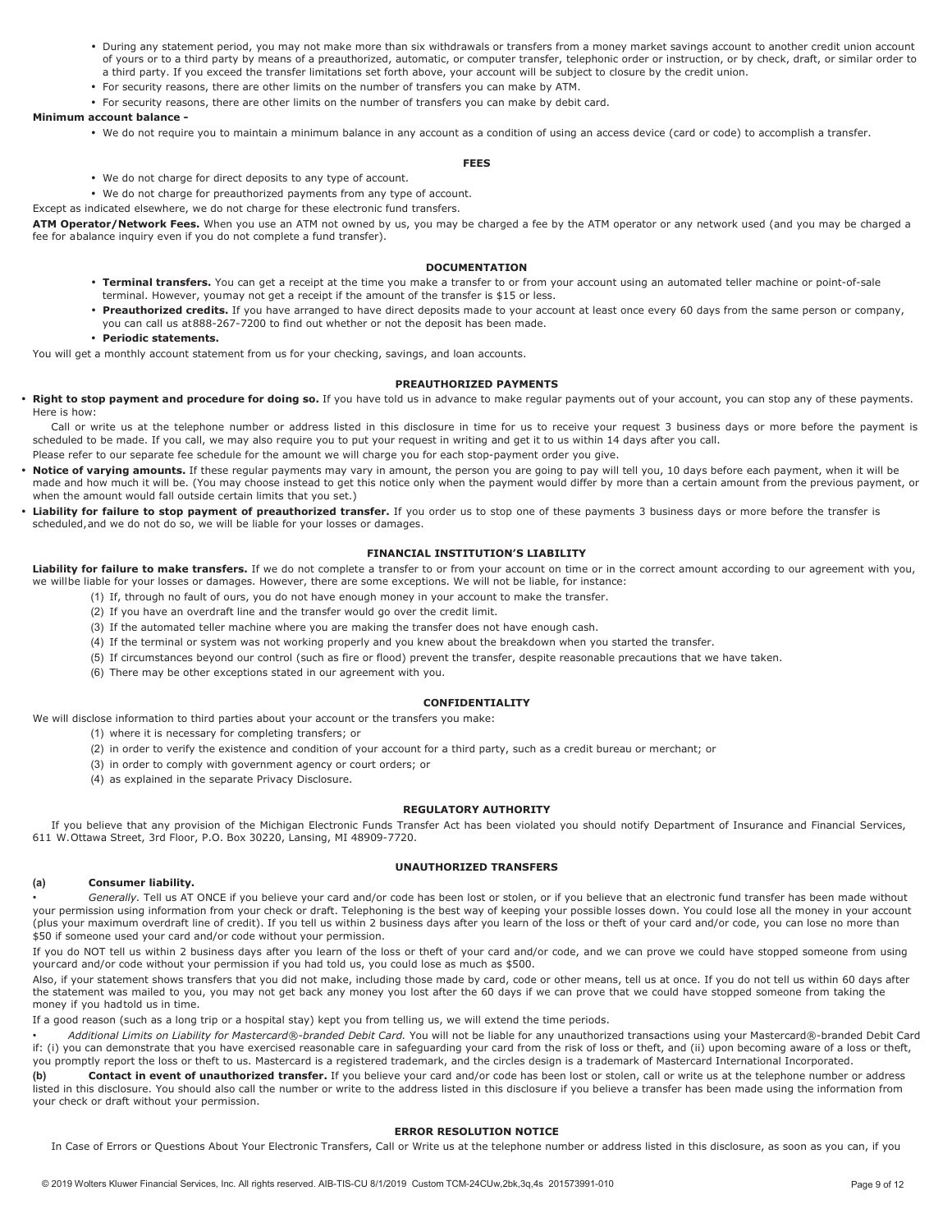- During any statement period, you may not make more than six withdrawals or transfers from a money market savings account to another credit union account of yours or to a third party by means of a preauthorized, automatic, or computer transfer, telephonic order or instruction, or by check, draft, or similar order to a third party. If you exceed the transfer limitations set forth above, your account will be subject to closure by the credit union.
- For security reasons, there are other limits on the number of transfers you can make by ATM.
- For security reasons, there are other limits on the number of transfers you can make by debit card.

**Minimum account balance -**

- We do not require you to maintain a minimum balance in any account as a condition of using an access device (card or code) to accomplish a transfer.

**FEES**

- We do not charge for direct deposits to any type of account.
- We do not charge for preauthorized payments from any type of account.

Except as indicated elsewhere, we do not charge for these electronic fund transfers.

**ATM Operator/Network Fees.** When you use an ATM not owned by us, you may be charged a fee by the ATM operator or any network used (and you may be charged a fee for abalance inquiry even if you do not complete a fund transfer).

**DOCUMENTATION**

- **Terminal transfers.** You can get a receipt at the time you make a transfer to or from your account using an automated teller machine or point-of-sale terminal. However, youmay not get a receipt if the amount of the transfer is $15 or less.
- **Preauthorized credits.** If you have arranged to have direct deposits made to your account at least once every 60 days from the same person or company, you can call us at888-267-7200 to find out whether or not the deposit has been made.
- **Periodic statements.**

You will get a monthly account statement from us for your checking, savings, and loan accounts.

**PREAUTHORIZED PAYMENTS**

- **Right to stop payment and procedure for doing so.** If you have told us in advance to make regular payments out of your account, you can stop any of these payments. Here is how:

  Call or write us at the telephone number or address listed in this disclosure in time for us to receive your request 3 business days or more before the payment is scheduled to be made. If you call, we may also require you to put your request in writing and get it to us within 14 days after you call.

  Please refer to our separate fee schedule for the amount we will charge you for each stop-payment order you give.
- **Notice of varying amounts.** If these regular payments may vary in amount, the person you are going to pay will tell you, 10 days before each payment, when it will be made and how much it will be. (You may choose instead to get this notice only when the payment would differ by more than a certain amount from the previous payment, or when the amount would fall outside certain limits that you set.)
- **Liability for failure to stop payment of preauthorized transfer.** If you order us to stop one of these payments 3 business days or more before the transfer is scheduled,and we do not do so, we will be liable for your losses or damages.

**FINANCIAL INSTITUTION'S LIABILITY**

**Liability for failure to make transfers.** If we do not complete a transfer to or from your account on time or in the correct amount according to our agreement with you, we willbe liable for your losses or damages. However, there are some exceptions. We will not be liable, for instance:

(1) If, through no fault of ours, you do not have enough money in your account to make the transfer.
(2) If you have an overdraft line and the transfer would go over the credit limit.
(3) If the automated teller machine where you are making the transfer does not have enough cash.
(4) If the terminal or system was not working properly and you knew about the breakdown when you started the transfer.
(5) If circumstances beyond our control (such as fire or flood) prevent the transfer, despite reasonable precautions that we have taken.
(6) There may be other exceptions stated in our agreement with you.

**CONFIDENTIALITY**

We will disclose information to third parties about your account or the transfers you make:

(1) where it is necessary for completing transfers; or
(2) in order to verify the existence and condition of your account for a third party, such as a credit bureau or merchant; or
(3) in order to comply with government agency or court orders; or
(4) as explained in the separate Privacy Disclosure.

**REGULATORY AUTHORITY**

If you believe that any provision of the Michigan Electronic Funds Transfer Act has been violated you should notify Department of Insurance and Financial Services, 611 W.Ottawa Street, 3rd Floor, P.O. Box 30220, Lansing, MI 48909-7720.

**UNAUTHORIZED TRANSFERS**

**(a) Consumer liability.**

- *Generally.* Tell us AT ONCE if you believe your card and/or code has been lost or stolen, or if you believe that an electronic fund transfer has been made without your permission using information from your check or draft. Telephoning is the best way of keeping your possible losses down. You could lose all the money in your account (plus your maximum overdraft line of credit). If you tell us within 2 business days after you learn of the loss or theft of your card and/or code, you can lose no more than $50 if someone used your card and/or code without your permission.

If you do NOT tell us within 2 business days after you learn of the loss or theft of your card and/or code, and we can prove we could have stopped someone from using yourcard and/or code without your permission if you had told us, you could lose as much as $500.

Also, if your statement shows transfers that you did not make, including those made by card, code or other means, tell us at once. If you do not tell us within 60 days after the statement was mailed to you, you may not get back any money you lost after the 60 days if we can prove that we could have stopped someone from taking the money if you hadtold us in time.

If a good reason (such as a long trip or a hospital stay) kept you from telling us, we will extend the time periods.

- *Additional Limits on Liability for Mastercard®-branded Debit Card.* You will not be liable for any unauthorized transactions using your Mastercard®-branded Debit Card if: (i) you can demonstrate that you have exercised reasonable care in safeguarding your card from the risk of loss or theft, and (ii) upon becoming aware of a loss or theft, you promptly report the loss or theft to us. Mastercard is a registered trademark, and the circles design is a trademark of Mastercard International Incorporated.

**(b) Contact in event of unauthorized transfer.** If you believe your card and/or code has been lost or stolen, call or write us at the telephone number or address listed in this disclosure. You should also call the number or write to the address listed in this disclosure if you believe a transfer has been made using the information from your check or draft without your permission.

**ERROR RESOLUTION NOTICE**

In Case of Errors or Questions About Your Electronic Transfers, Call or Write us at the telephone number or address listed in this disclosure, as soon as you can, if you

© 2019 Wolters Kluwer Financial Services, Inc. All rights reserved. AIB-TIS-CU 8/1/2019 Custom TCM-24CUw,2bk,3q,4s 201573991-010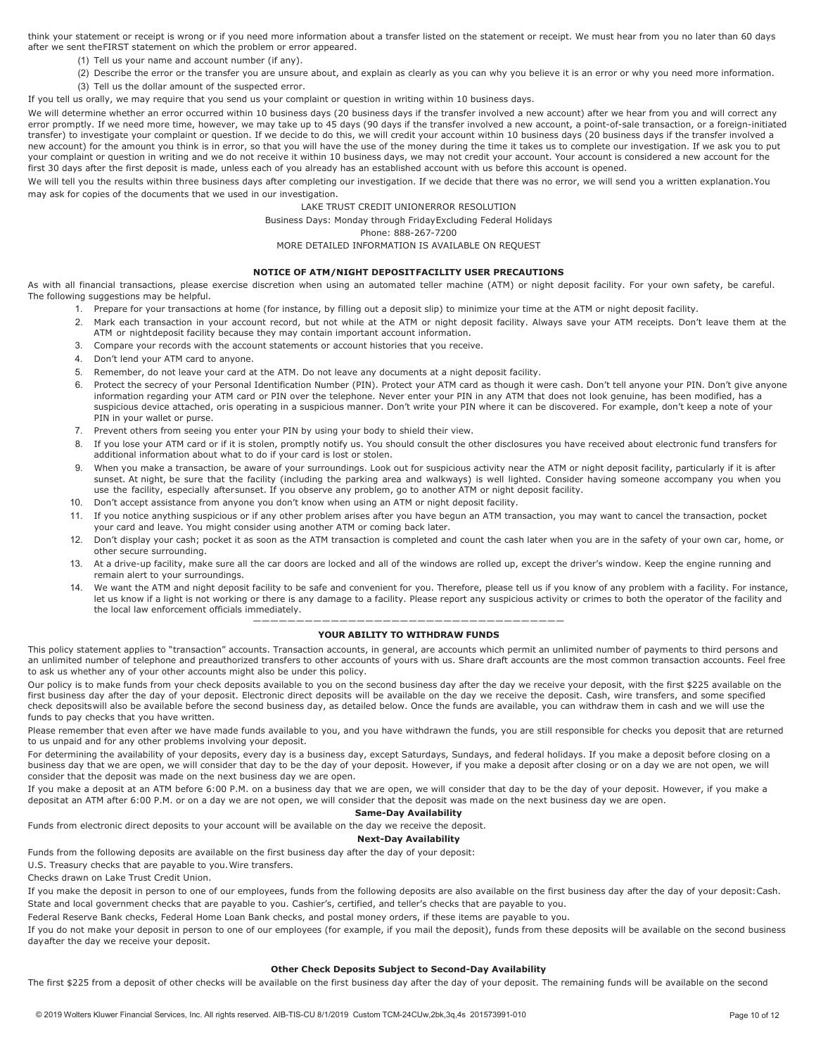think your statement or receipt is wrong or if you need more information about a transfer listed on the statement or receipt. We must hear from you no later than 60 days after we sent theFIRST statement on which the problem or error appeared.

(1) Tell us your name and account number (if any).

(2) Describe the error or the transfer you are unsure about, and explain as clearly as you can why you believe it is an error or why you need more information.

(3) Tell us the dollar amount of the suspected error.

If you tell us orally, we may require that you send us your complaint or question in writing within 10 business days.

We will determine whether an error occurred within 10 business days (20 business days if the transfer involved a new account) after we hear from you and will correct any error promptly. If we need more time, however, we may take up to 45 days (90 days if the transfer involved a new account, a point-of-sale transaction, or a foreign-initiated transfer) to investigate your complaint or question. If we decide to do this, we will credit your account within 10 business days (20 business days if the transfer involved a new account) for the amount you think is in error, so that you will have the use of the money during the time it takes us to complete our investigation. If we ask you to put your complaint or question in writing and we do not receive it within 10 business days, we may not credit your account. Your account is considered a new account for the first 30 days after the first deposit is made, unless each of you already has an established account with us before this account is opened.

We will tell you the results within three business days after completing our investigation. If we decide that there was no error, we will send you a written explanation.You may ask for copies of the documents that we used in our investigation.

LAKE TRUST CREDIT UNIONERROR RESOLUTION

Business Days: Monday through FridayExcluding Federal Holidays

Phone: 888-267-7200

MORE DETAILED INFORMATION IS AVAILABLE ON REQUEST

### NOTICE OF ATM/NIGHT DEPOSITFACILITY USER PRECAUTIONS

As with all financial transactions, please exercise discretion when using an automated teller machine (ATM) or night deposit facility. For your own safety, be careful. The following suggestions may be helpful.

1. Prepare for your transactions at home (for instance, by filling out a deposit slip) to minimize your time at the ATM or night deposit facility.
2. Mark each transaction in your account record, but not while at the ATM or night deposit facility. Always save your ATM receipts. Don't leave them at the ATM or nightdeposit facility because they may contain important account information.
3. Compare your records with the account statements or account histories that you receive.
4. Don't lend your ATM card to anyone.
5. Remember, do not leave your card at the ATM. Do not leave any documents at a night deposit facility.
6. Protect the secrecy of your Personal Identification Number (PIN). Protect your ATM card as though it were cash. Don't tell anyone your PIN. Don't give anyone information regarding your ATM card or PIN over the telephone. Never enter your PIN in any ATM that does not look genuine, has been modified, has a suspicious device attached, oris operating in a suspicious manner. Don't write your PIN where it can be discovered. For example, don't keep a note of your PIN in your wallet or purse.
7. Prevent others from seeing you enter your PIN by using your body to shield their view.
8. If you lose your ATM card or if it is stolen, promptly notify us. You should consult the other disclosures you have received about electronic fund transfers for additional information about what to do if your card is lost or stolen.
9. When you make a transaction, be aware of your surroundings. Look out for suspicious activity near the ATM or night deposit facility, particularly if it is after sunset. At night, be sure that the facility (including the parking area and walkways) is well lighted. Consider having someone accompany you when you use the facility, especially aftersunset. If you observe any problem, go to another ATM or night deposit facility.
10. Don't accept assistance from anyone you don't know when using an ATM or night deposit facility.
11. If you notice anything suspicious or if any other problem arises after you have begun an ATM transaction, you may want to cancel the transaction, pocket your card and leave. You might consider using another ATM or coming back later.
12. Don't display your cash; pocket it as soon as the ATM transaction is completed and count the cash later when you are in the safety of your own car, home, or other secure surrounding.
13. At a drive-up facility, make sure all the car doors are locked and all of the windows are rolled up, except the driver's window. Keep the engine running and remain alert to your surroundings.
14. We want the ATM and night deposit facility to be safe and convenient for you. Therefore, please tell us if you know of any problem with a facility. For instance, let us know if a light is not working or there is any damage to a facility. Please report any suspicious activity or crimes to both the operator of the facility and the local law enforcement officials immediately.

---

### YOUR ABILITY TO WITHDRAW FUNDS

This policy statement applies to "transaction" accounts. Transaction accounts, in general, are accounts which permit an unlimited number of payments to third persons and an unlimited number of telephone and preauthorized transfers to other accounts of yours with us. Share draft accounts are the most common transaction accounts. Feel free to ask us whether any of your other accounts might also be under this policy.

Our policy is to make funds from your check deposits available to you on the second business day after the day we receive your deposit, with the first $225 available on the first business day after the day of your deposit. Electronic direct deposits will be available on the day we receive the deposit. Cash, wire transfers, and some specified check depositswill also be available before the second business day, as detailed below. Once the funds are available, you can withdraw them in cash and we will use the funds to pay checks that you have written.

Please remember that even after we have made funds available to you, and you have withdrawn the funds, you are still responsible for checks you deposit that are returned to us unpaid and for any other problems involving your deposit.

For determining the availability of your deposits, every day is a business day, except Saturdays, Sundays, and federal holidays. If you make a deposit before closing on a business day that we are open, we will consider that day to be the day of your deposit. However, if you make a deposit after closing or on a day we are not open, we will consider that the deposit was made on the next business day we are open.

If you make a deposit at an ATM before 6:00 P.M. on a business day that we are open, we will consider that day to be the day of your deposit. However, if you make a depositat an ATM after 6:00 P.M. or on a day we are not open, we will consider that the deposit was made on the next business day we are open.

#### Same-Day Availability

Funds from electronic direct deposits to your account will be available on the day we receive the deposit.

#### Next-Day Availability

Funds from the following deposits are available on the first business day after the day of your deposit:

U.S. Treasury checks that are payable to you.Wire transfers.

Checks drawn on Lake Trust Credit Union.

If you make the deposit in person to one of our employees, funds from the following deposits are also available on the first business day after the day of your deposit:Cash.

State and local government checks that are payable to you. Cashier's, certified, and teller's checks that are payable to you.

Federal Reserve Bank checks, Federal Home Loan Bank checks, and postal money orders, if these items are payable to you.

If you do not make your deposit in person to one of our employees (for example, if you mail the deposit), funds from these deposits will be available on the second business dayafter the day we receive your deposit.

#### Other Check Deposits Subject to Second-Day Availability

The first $225 from a deposit of other checks will be available on the first business day after the day of your deposit. The remaining funds will be available on the second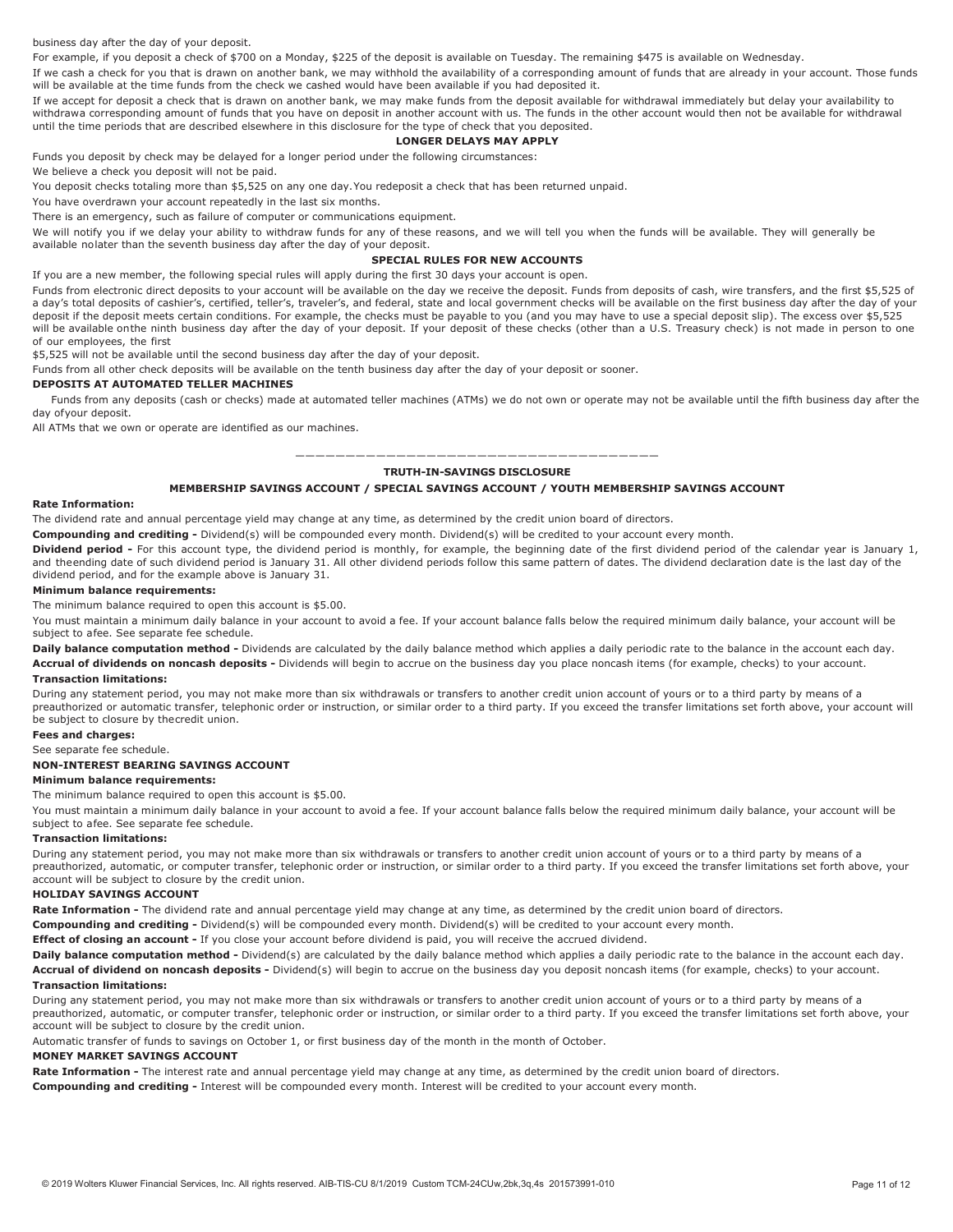business day after the day of your deposit.

For example, if you deposit a check of $700 on a Monday, $225 of the deposit is available on Tuesday. The remaining $475 is available on Wednesday.

If we cash a check for you that is drawn on another bank, we may withhold the availability of a corresponding amount of funds that are already in your account. Those funds will be available at the time funds from the check we cashed would have been available if you had deposited it.

If we accept for deposit a check that is drawn on another bank, we may make funds from the deposit available for withdrawal immediately but delay your availability to withdrawa corresponding amount of funds that you have on deposit in another account with us. The funds in the other account would then not be available for withdrawal until the time periods that are described elsewhere in this disclosure for the type of check that you deposited.

**LONGER DELAYS MAY APPLY**

Funds you deposit by check may be delayed for a longer period under the following circumstances:

We believe a check you deposit will not be paid.

You deposit checks totaling more than $5,525 on any one day.You redeposit a check that has been returned unpaid.

You have overdrawn your account repeatedly in the last six months.

There is an emergency, such as failure of computer or communications equipment.

We will notify you if we delay your ability to withdraw funds for any of these reasons, and we will tell you when the funds will be available. They will generally be available nolater than the seventh business day after the day of your deposit.

**SPECIAL RULES FOR NEW ACCOUNTS**

If you are a new member, the following special rules will apply during the first 30 days your account is open.

Funds from electronic direct deposits to your account will be available on the day we receive the deposit. Funds from deposits of cash, wire transfers, and the first $5,525 of a day's total deposits of cashier's, certified, teller's, traveler's, and federal, state and local government checks will be available on the first business day after the day of your deposit if the deposit meets certain conditions. For example, the checks must be payable to you (and you may have to use a special deposit slip). The excess over $5,525 will be available onthe ninth business day after the day of your deposit. If your deposit of these checks (other than a U.S. Treasury check) is not made in person to one of our employees, the first

$5,525 will not be available until the second business day after the day of your deposit.

Funds from all other check deposits will be available on the tenth business day after the day of your deposit or sooner.

**DEPOSITS AT AUTOMATED TELLER MACHINES**

Funds from any deposits (cash or checks) made at automated teller machines (ATMs) we do not own or operate may not be available until the fifth business day after the day ofyour deposit.

All ATMs that we own or operate are identified as our machines.

---

**TRUTH-IN-SAVINGS DISCLOSURE**

**MEMBERSHIP SAVINGS ACCOUNT / SPECIAL SAVINGS ACCOUNT / YOUTH MEMBERSHIP SAVINGS ACCOUNT**

**Rate Information:**

The dividend rate and annual percentage yield may change at any time, as determined by the credit union board of directors.

**Compounding and crediting -** Dividend(s) will be compounded every month. Dividend(s) will be credited to your account every month.

**Dividend period -** For this account type, the dividend period is monthly, for example, the beginning date of the first dividend period of the calendar year is January 1, and theending date of such dividend period is January 31. All other dividend periods follow this same pattern of dates. The dividend declaration date is the last day of the dividend period, and for the example above is January 31.

**Minimum balance requirements:**

The minimum balance required to open this account is $5.00.

You must maintain a minimum daily balance in your account to avoid a fee. If your account balance falls below the required minimum daily balance, your account will be subject to afee. See separate fee schedule.

**Daily balance computation method -** Dividends are calculated by the daily balance method which applies a daily periodic rate to the balance in the account each day.

**Accrual of dividends on noncash deposits -** Dividends will begin to accrue on the business day you place noncash items (for example, checks) to your account.

**Transaction limitations:**

During any statement period, you may not make more than six withdrawals or transfers to another credit union account of yours or to a third party by means of a preauthorized or automatic transfer, telephonic order or instruction, or similar order to a third party. If you exceed the transfer limitations set forth above, your account will be subject to closure by thecredit union.

**Fees and charges:**

See separate fee schedule.

**NON-INTEREST BEARING SAVINGS ACCOUNT**

**Minimum balance requirements:**

The minimum balance required to open this account is $5.00.

You must maintain a minimum daily balance in your account to avoid a fee. If your account balance falls below the required minimum daily balance, your account will be subject to afee. See separate fee schedule.

**Transaction limitations:**

During any statement period, you may not make more than six withdrawals or transfers to another credit union account of yours or to a third party by means of a preauthorized, automatic, or computer transfer, telephonic order or instruction, or similar order to a third party. If you exceed the transfer limitations set forth above, your account will be subject to closure by the credit union.

**HOLIDAY SAVINGS ACCOUNT**

**Rate Information -** The dividend rate and annual percentage yield may change at any time, as determined by the credit union board of directors.

**Compounding and crediting -** Dividend(s) will be compounded every month. Dividend(s) will be credited to your account every month.

**Effect of closing an account -** If you close your account before dividend is paid, you will receive the accrued dividend.

**Daily balance computation method -** Dividend(s) are calculated by the daily balance method which applies a daily periodic rate to the balance in the account each day.

**Accrual of dividend on noncash deposits -** Dividend(s) will begin to accrue on the business day you deposit noncash items (for example, checks) to your account.

**Transaction limitations:**

During any statement period, you may not make more than six withdrawals or transfers to another credit union account of yours or to a third party by means of a preauthorized, automatic, or computer transfer, telephonic order or instruction, or similar order to a third party. If you exceed the transfer limitations set forth above, your account will be subject to closure by the credit union.

Automatic transfer of funds to savings on October 1, or first business day of the month in the month of October.

**MONEY MARKET SAVINGS ACCOUNT**

**Rate Information -** The interest rate and annual percentage yield may change at any time, as determined by the credit union board of directors.

**Compounding and crediting -** Interest will be compounded every month. Interest will be credited to your account every month.

© 2019 Wolters Kluwer Financial Services, Inc. All rights reserved. AIB-TIS-CU 8/1/2019 Custom TCM-24CUw,2bk,3q,4s 201573991-010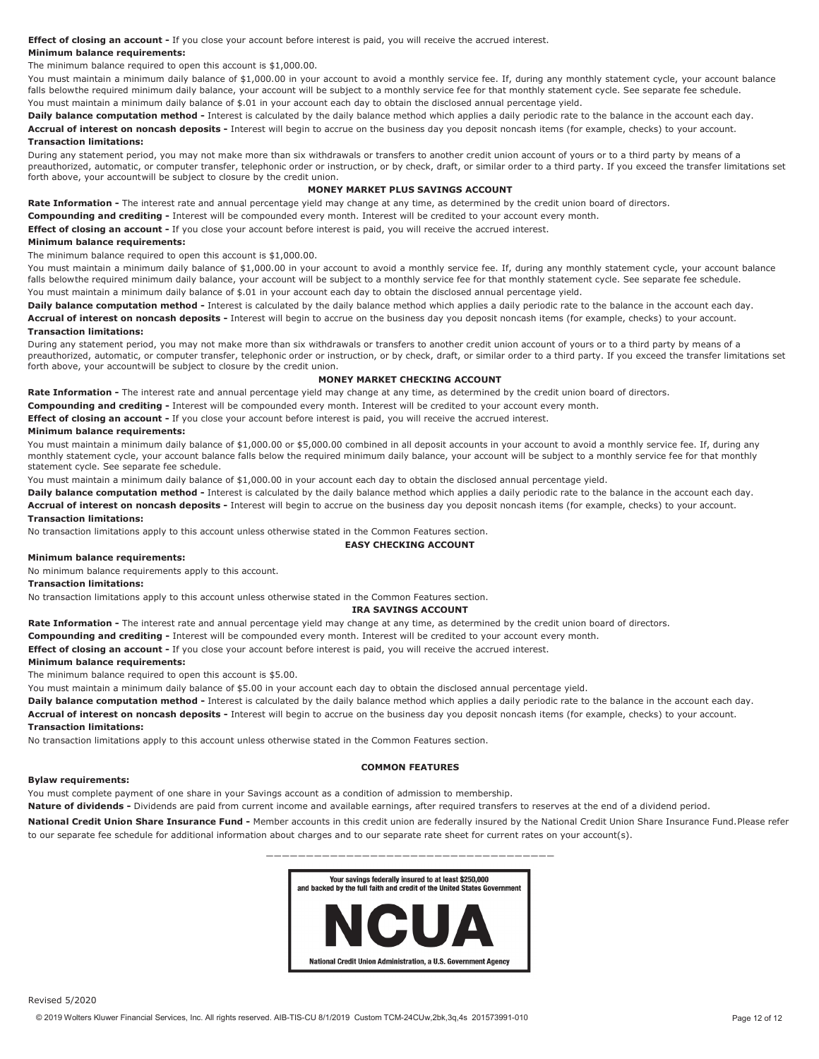**Effect of closing an account -** If you close your account before interest is paid, you will receive the accrued interest.

**Minimum balance requirements:**

The minimum balance required to open this account is $1,000.00.

You must maintain a minimum daily balance of $1,000.00 in your account to avoid a monthly service fee. If, during any monthly statement cycle, your account balance falls belowthe required minimum daily balance, your account will be subject to a monthly service fee for that monthly statement cycle. See separate fee schedule.

You must maintain a minimum daily balance of $.01 in your account each day to obtain the disclosed annual percentage yield.

**Daily balance computation method -** Interest is calculated by the daily balance method which applies a daily periodic rate to the balance in the account each day.

**Accrual of interest on noncash deposits -** Interest will begin to accrue on the business day you deposit noncash items (for example, checks) to your account.

**Transaction limitations:**

During any statement period, you may not make more than six withdrawals or transfers to another credit union account of yours or to a third party by means of a preauthorized, automatic, or computer transfer, telephonic order or instruction, or by check, draft, or similar order to a third party. If you exceed the transfer limitations set forth above, your accountwill be subject to closure by the credit union.

### MONEY MARKET PLUS SAVINGS ACCOUNT

**Rate Information -** The interest rate and annual percentage yield may change at any time, as determined by the credit union board of directors.

**Compounding and crediting -** Interest will be compounded every month. Interest will be credited to your account every month.

**Effect of closing an account -** If you close your account before interest is paid, you will receive the accrued interest.

**Minimum balance requirements:**

The minimum balance required to open this account is $1,000.00.

You must maintain a minimum daily balance of $1,000.00 in your account to avoid a monthly service fee. If, during any monthly statement cycle, your account balance falls belowthe required minimum daily balance, your account will be subject to a monthly service fee for that monthly statement cycle. See separate fee schedule.

You must maintain a minimum daily balance of $.01 in your account each day to obtain the disclosed annual percentage yield.

**Daily balance computation method -** Interest is calculated by the daily balance method which applies a daily periodic rate to the balance in the account each day.

**Accrual of interest on noncash deposits -** Interest will begin to accrue on the business day you deposit noncash items (for example, checks) to your account.

**Transaction limitations:**

During any statement period, you may not make more than six withdrawals or transfers to another credit union account of yours or to a third party by means of a preauthorized, automatic, or computer transfer, telephonic order or instruction, or by check, draft, or similar order to a third party. If you exceed the transfer limitations set forth above, your accountwill be subject to closure by the credit union.

### MONEY MARKET CHECKING ACCOUNT

**Rate Information -** The interest rate and annual percentage yield may change at any time, as determined by the credit union board of directors.

**Compounding and crediting -** Interest will be compounded every month. Interest will be credited to your account every month.

**Effect of closing an account -** If you close your account before interest is paid, you will receive the accrued interest.

**Minimum balance requirements:**

You must maintain a minimum daily balance of $1,000.00 or $5,000.00 combined in all deposit accounts in your account to avoid a monthly service fee. If, during any monthly statement cycle, your account balance falls below the required minimum daily balance, your account will be subject to a monthly service fee for that monthly statement cycle. See separate fee schedule.

You must maintain a minimum daily balance of $1,000.00 in your account each day to obtain the disclosed annual percentage yield.

**Daily balance computation method -** Interest is calculated by the daily balance method which applies a daily periodic rate to the balance in the account each day.

**Accrual of interest on noncash deposits -** Interest will begin to accrue on the business day you deposit noncash items (for example, checks) to your account.

**Transaction limitations:**

No transaction limitations apply to this account unless otherwise stated in the Common Features section.

### EASY CHECKING ACCOUNT

**Minimum balance requirements:**

No minimum balance requirements apply to this account.

**Transaction limitations:**

No transaction limitations apply to this account unless otherwise stated in the Common Features section.

### IRA SAVINGS ACCOUNT

**Rate Information -** The interest rate and annual percentage yield may change at any time, as determined by the credit union board of directors.

**Compounding and crediting -** Interest will be compounded every month. Interest will be credited to your account every month.

**Effect of closing an account -** If you close your account before interest is paid, you will receive the accrued interest.

**Minimum balance requirements:**

The minimum balance required to open this account is $5.00.

You must maintain a minimum daily balance of $5.00 in your account each day to obtain the disclosed annual percentage yield.

**Daily balance computation method -** Interest is calculated by the daily balance method which applies a daily periodic rate to the balance in the account each day.

**Accrual of interest on noncash deposits -** Interest will begin to accrue on the business day you deposit noncash items (for example, checks) to your account.

**Transaction limitations:**

No transaction limitations apply to this account unless otherwise stated in the Common Features section.

### COMMON FEATURES

**Bylaw requirements:**

You must complete payment of one share in your Savings account as a condition of admission to membership.

**Nature of dividends -** Dividends are paid from current income and available earnings, after required transfers to reserves at the end of a dividend period.

**National Credit Union Share Insurance Fund -** Member accounts in this credit union are federally insured by the National Credit Union Share Insurance Fund. Please refer to our separate fee schedule for additional information about charges and to our separate rate sheet for current rates on your account(s).

\_\_\_\_\_\_\_\_\_\_\_\_\_\_\_\_\_\_\_\_\_\_\_\_\_\_\_\_\_\_\_\_\_\_\_\_\_\_\_\_

Your savings federally insured to at least $250,000 and backed by the full faith and credit of the United States Government

**NCUA**

National Credit Union Administration, a U.S. Government Agency

Revised 5/2020

© 2019 Wolters Kluwer Financial Services, Inc. All rights reserved. AIB-TIS-CU 8/1/2019 Custom TCM-24CUw,2bk,3q,4s 201573991-010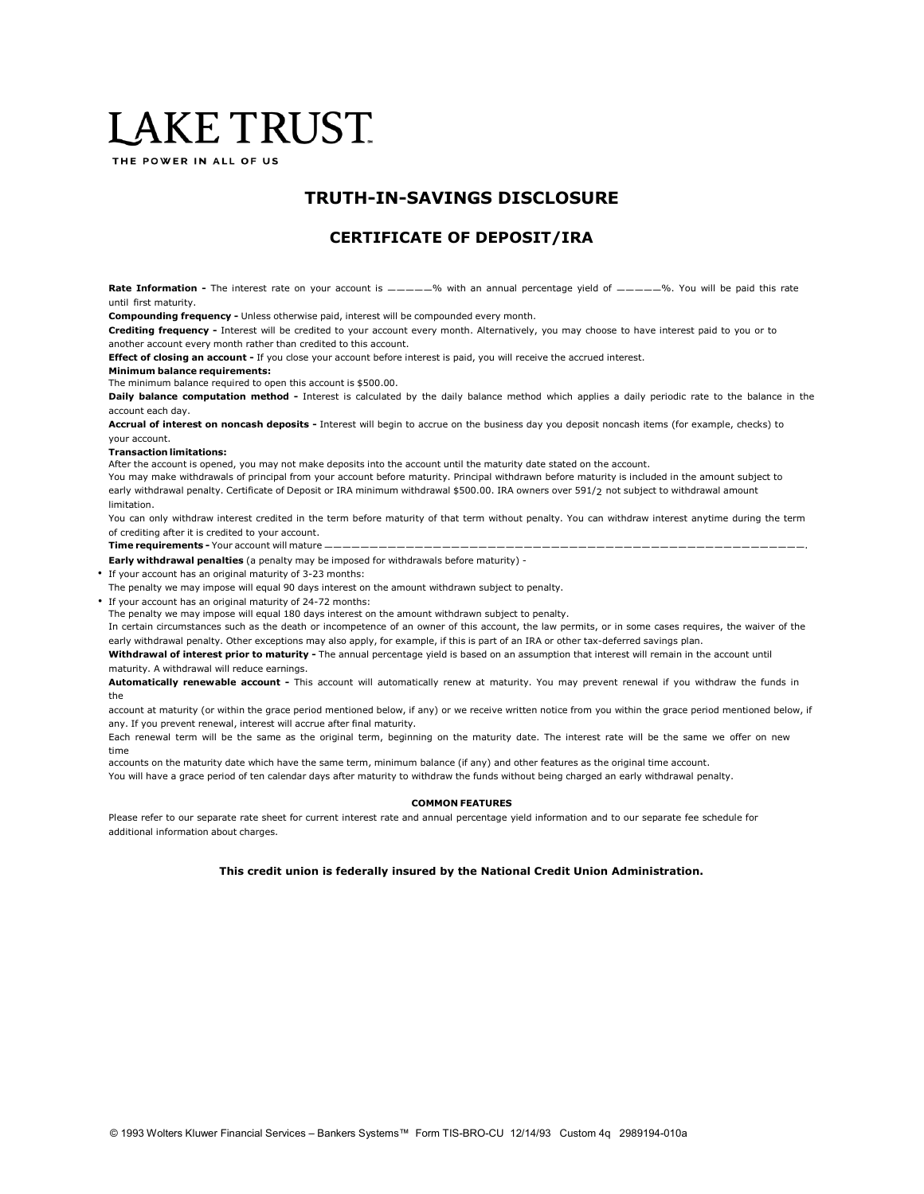# LAKE TRUST

THE POWER IN ALL OF US

## TRUTH-IN-SAVINGS DISCLOSURE

## CERTIFICATE OF DEPOSIT/IRA

**Rate Information -** The interest rate on your account is _____% with an annual percentage yield of _____%. You will be paid this rate until first maturity.

**Compounding frequency -** Unless otherwise paid, interest will be compounded every month.

**Crediting frequency -** Interest will be credited to your account every month. Alternatively, you may choose to have interest paid to you or to another account every month rather than credited to this account.

**Effect of closing an account -** If you close your account before interest is paid, you will receive the accrued interest.

**Minimum balance requirements:**
The minimum balance required to open this account is $500.00.

**Daily balance computation method -** Interest is calculated by the daily balance method which applies a daily periodic rate to the balance in the account each day.

**Accrual of interest on noncash deposits -** Interest will begin to accrue on the business day you deposit noncash items (for example, checks) to your account.

**Transaction limitations:**
After the account is opened, you may not make deposits into the account until the maturity date stated on the account.
You may make withdrawals of principal from your account before maturity. Principal withdrawn before maturity is included in the amount subject to early withdrawal penalty. Certificate of Deposit or IRA minimum withdrawal $500.00. IRA owners over 591/2 not subject to withdrawal amount limitation.
You can only withdraw interest credited in the term before maturity of that term without penalty. You can withdraw interest anytime during the term of crediting after it is credited to your account.

**Time requirements -** Your account will mature _______________________________________________.

**Early withdrawal penalties** (a penalty may be imposed for withdrawals before maturity) -

- If your account has an original maturity of 3-23 months:
  The penalty we may impose will equal 90 days interest on the amount withdrawn subject to penalty.
- If your account has an original maturity of 24-72 months:
  The penalty we may impose will equal 180 days interest on the amount withdrawn subject to penalty.

In certain circumstances such as the death or incompetence of an owner of this account, the law permits, or in some cases requires, the waiver of the early withdrawal penalty. Other exceptions may also apply, for example, if this is part of an IRA or other tax-deferred savings plan.

**Withdrawal of interest prior to maturity -** The annual percentage yield is based on an assumption that interest will remain in the account until maturity. A withdrawal will reduce earnings.

**Automatically renewable account -** This account will automatically renew at maturity. You may prevent renewal if you withdraw the funds in the account at maturity (or within the grace period mentioned below, if any) or we receive written notice from you within the grace period mentioned below, if any. If you prevent renewal, interest will accrue after final maturity.
Each renewal term will be the same as the original term, beginning on the maturity date. The interest rate will be the same we offer on new time accounts on the maturity date which have the same term, minimum balance (if any) and other features as the original time account.
You will have a grace period of ten calendar days after maturity to withdraw the funds without being charged an early withdrawal penalty.

**COMMON FEATURES**

Please refer to our separate rate sheet for current interest rate and annual percentage yield information and to our separate fee schedule for additional information about charges.

**This credit union is federally insured by the National Credit Union Administration.**

© 1993 Wolters Kluwer Financial Services – Bankers Systems™ Form TIS-BRO-CU 12/14/93 Custom 4q 2989194-010a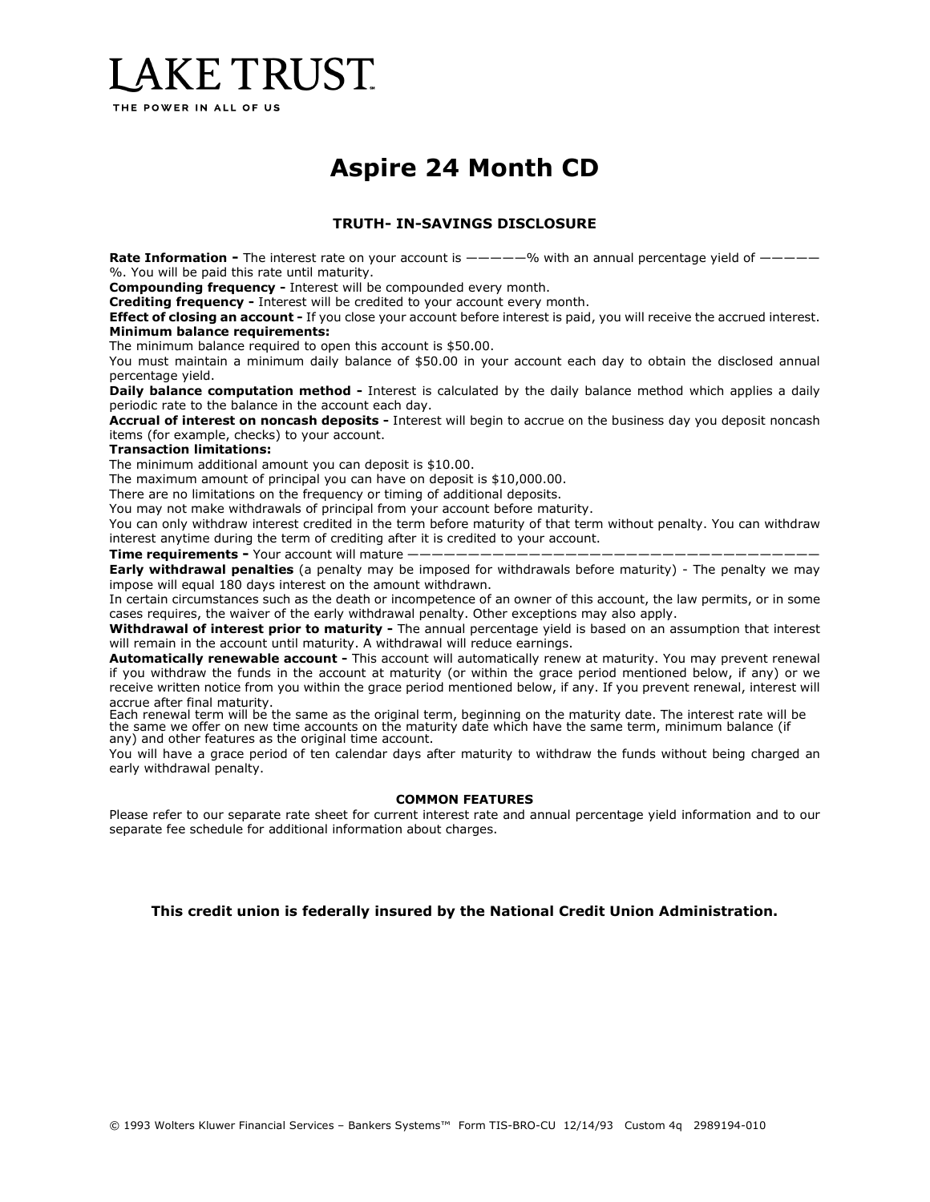LAKE TRUST

THE POWER IN ALL OF US

# Aspire 24 Month CD

## TRUTH- IN-SAVINGS DISCLOSURE

**Rate Information -** The interest rate on your account is —————% with an annual percentage yield of —————%. You will be paid this rate until maturity.
**Compounding frequency -** Interest will be compounded every month.
**Crediting frequency -** Interest will be credited to your account every month.
**Effect of closing an account -** If you close your account before interest is paid, you will receive the accrued interest.
**Minimum balance requirements:**
The minimum balance required to open this account is $50.00.
You must maintain a minimum daily balance of $50.00 in your account each day to obtain the disclosed annual percentage yield.
**Daily balance computation method -** Interest is calculated by the daily balance method which applies a daily periodic rate to the balance in the account each day.
**Accrual of interest on noncash deposits -** Interest will begin to accrue on the business day you deposit noncash items (for example, checks) to your account.
**Transaction limitations:**
The minimum additional amount you can deposit is $10.00.
The maximum amount of principal you can have on deposit is $10,000.00.
There are no limitations on the frequency or timing of additional deposits.
You may not make withdrawals of principal from your account before maturity.
You can only withdraw interest credited in the term before maturity of that term without penalty. You can withdraw interest anytime during the term of crediting after it is credited to your account.
**Time requirements -** Your account will mature ————————————————————————————————————
**Early withdrawal penalties** (a penalty may be imposed for withdrawals before maturity) - The penalty we may impose will equal 180 days interest on the amount withdrawn.
In certain circumstances such as the death or incompetence of an owner of this account, the law permits, or in some cases requires, the waiver of the early withdrawal penalty. Other exceptions may also apply.
**Withdrawal of interest prior to maturity -** The annual percentage yield is based on an assumption that interest will remain in the account until maturity. A withdrawal will reduce earnings.
**Automatically renewable account -** This account will automatically renew at maturity. You may prevent renewal if you withdraw the funds in the account at maturity (or within the grace period mentioned below, if any) or we receive written notice from you within the grace period mentioned below, if any. If you prevent renewal, interest will accrue after final maturity.
Each renewal term will be the same as the original term, beginning on the maturity date. The interest rate will be the same we offer on new time accounts on the maturity date which have the same term, minimum balance (if any) and other features as the original time account.
You will have a grace period of ten calendar days after maturity to withdraw the funds without being charged an early withdrawal penalty.

### COMMON FEATURES

Please refer to our separate rate sheet for current interest rate and annual percentage yield information and to our separate fee schedule for additional information about charges.

**This credit union is federally insured by the National Credit Union Administration.**

© 1993 Wolters Kluwer Financial Services – Bankers Systems™ Form TIS-BRO-CU 12/14/93 Custom 4q 2989194-010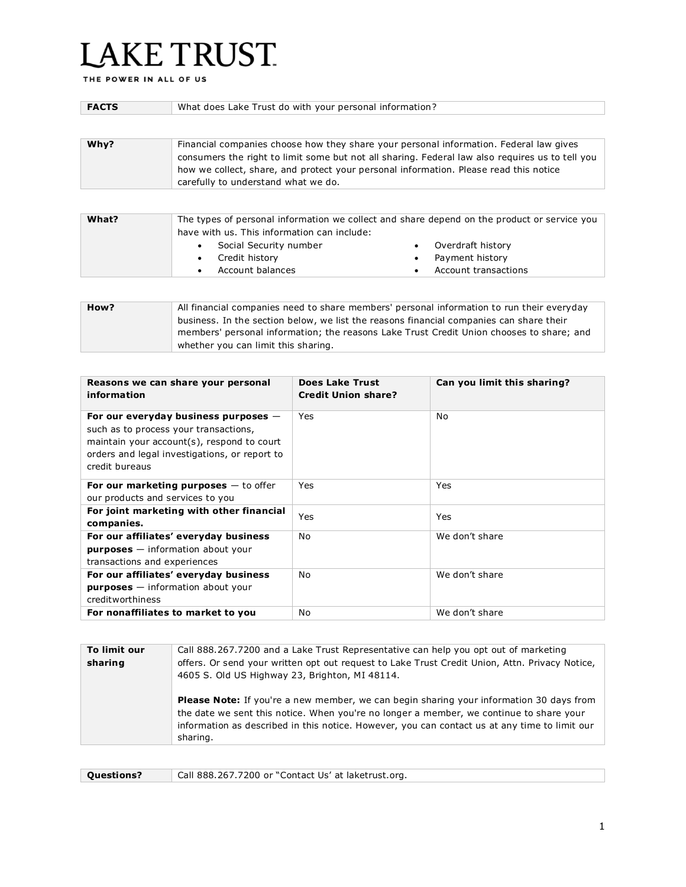# LAKE TRUST

THE POWER IN ALL OF US

| **FACTS** | What does Lake Trust do with your personal information? |
|---|---|

| **Why?** | Financial companies choose how they share your personal information. Federal law gives consumers the right to limit some but not all sharing. Federal law also requires us to tell you how we collect, share, and protect your personal information. Please read this notice carefully to understand what we do. |
|---|---|

| **What?** | The types of personal information we collect and share depend on the product or service you have with us. This information can include: <br>• Social Security number <br>• Credit history <br>• Account balances <br>• Overdraft history <br>• Payment history <br>• Account transactions |
|---|---|

| **How?** | All financial companies need to share members' personal information to run their everyday business. In the section below, we list the reasons financial companies can share their members' personal information; the reasons Lake Trust Credit Union chooses to share; and whether you can limit this sharing. |
|---|---|

| **Reasons we can share your personal information** | **Does Lake Trust Credit Union share?** | **Can you limit this sharing?** |
|---|---|---|
| **For our everyday business purposes** — such as to process your transactions, maintain your account(s), respond to court orders and legal investigations, or report to credit bureaus | Yes | No |
| **For our marketing purposes** — to offer our products and services to you | Yes | Yes |
| **For joint marketing with other financial companies.** | Yes | Yes |
| **For our affiliates' everyday business purposes** — information about your transactions and experiences | No | We don't share |
| **For our affiliates' everyday business purposes** — information about your creditworthiness | No | We don't share |
| **For nonaffiliates to market to you** | No | We don't share |

| **To limit our sharing** | Call 888.267.7200 and a Lake Trust Representative can help you opt out of marketing offers. Or send your written opt out request to Lake Trust Credit Union, Attn. Privacy Notice, 4605 S. Old US Highway 23, Brighton, MI 48114. <br><br>**Please Note:** If you're a new member, we can begin sharing your information 30 days from the date we sent this notice. When you're no longer a member, we continue to share your information as described in this notice. However, you can contact us at any time to limit our sharing. |
|---|---|

| **Questions?** | Call 888.267.7200 or "Contact Us' at laketrust.org. |
|---|---|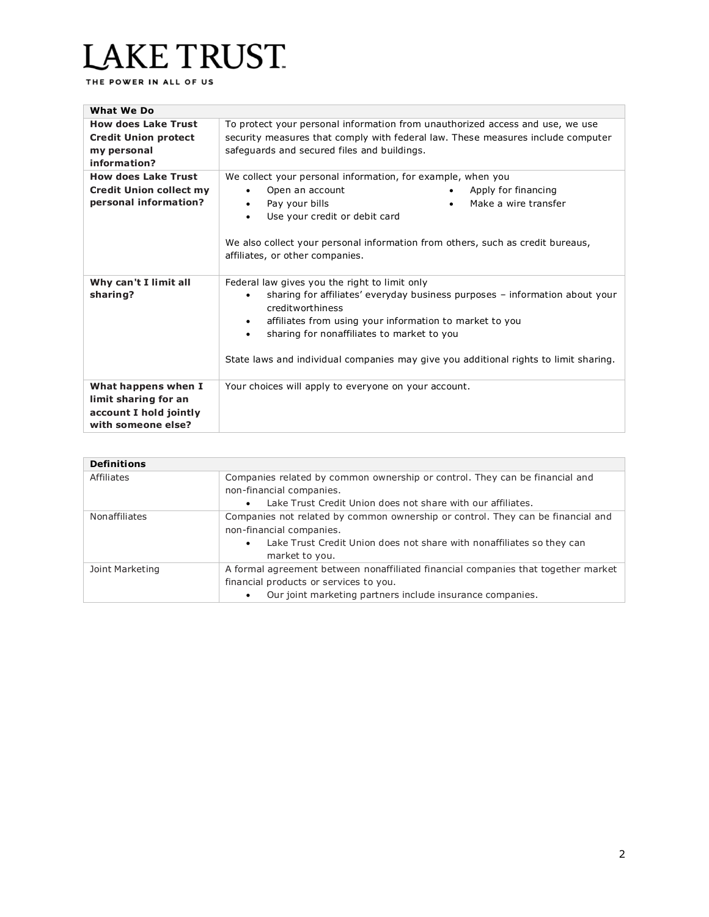# LAKE TRUST

THE POWER IN ALL OF US

| What We Do | |
|---|---|
| **How does Lake Trust Credit Union protect my personal information?** | To protect your personal information from unauthorized access and use, we use security measures that comply with federal law. These measures include computer safeguards and secured files and buildings. |
| **How does Lake Trust Credit Union collect my personal information?** | We collect your personal information, for example, when you<br>• Open an account<br>• Apply for financing<br>• Pay your bills<br>• Make a wire transfer<br>• Use your credit or debit card<br><br>We also collect your personal information from others, such as credit bureaus, affiliates, or other companies. |
| **Why can't I limit all sharing?** | Federal law gives you the right to limit only<br>• sharing for affiliates' everyday business purposes – information about your creditworthiness<br>• affiliates from using your information to market to you<br>• sharing for nonaffiliates to market to you<br><br>State laws and individual companies may give you additional rights to limit sharing. |
| **What happens when I limit sharing for an account I hold jointly with someone else?** | Your choices will apply to everyone on your account. |

| Definitions | |
|---|---|
| Affiliates | Companies related by common ownership or control. They can be financial and non-financial companies.<br>• Lake Trust Credit Union does not share with our affiliates. |
| Nonaffiliates | Companies not related by common ownership or control. They can be financial and non-financial companies.<br>• Lake Trust Credit Union does not share with nonaffiliates so they can market to you. |
| Joint Marketing | A formal agreement between nonaffiliated financial companies that together market financial products or services to you.<br>• Our joint marketing partners include insurance companies. |